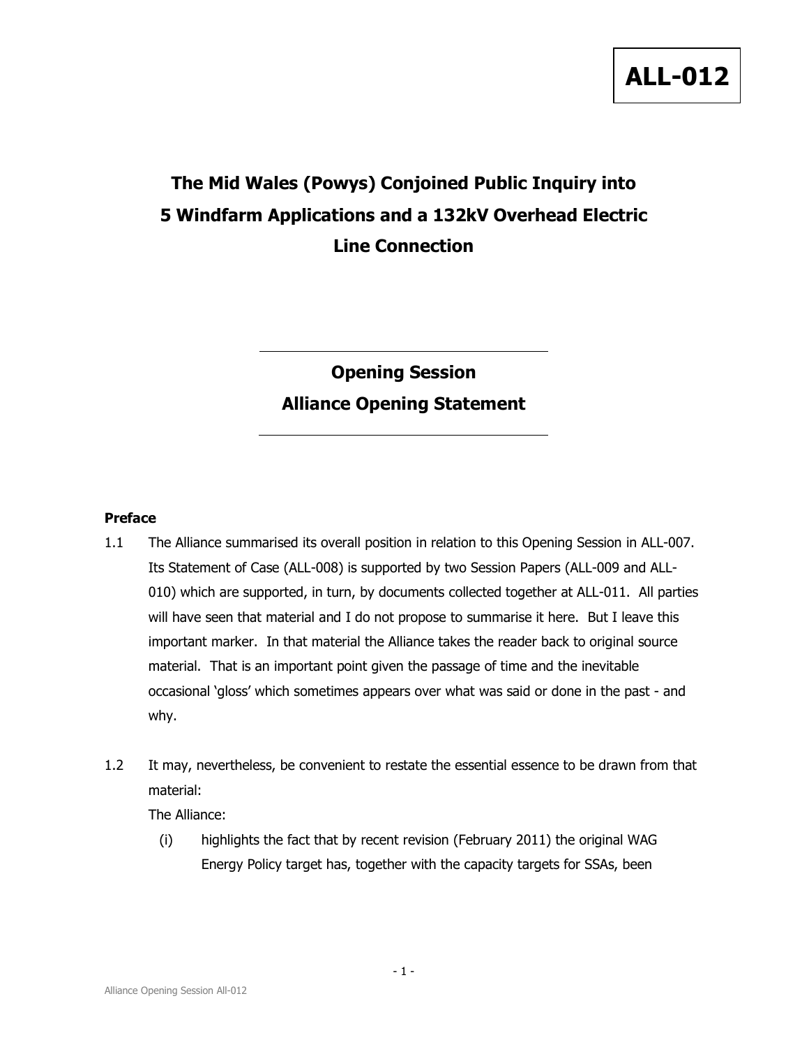**ALL-012**

# The Mid Wales (Powys) Conjoined Public Inquiry into 5 Windfarm Applications and a 132kV Overhead Electric Line Connection

## Opening Session
## Alliance Opening Statement

### Preface

1.1 The Alliance summarised its overall position in relation to this Opening Session in ALL-007. Its Statement of Case (ALL-008) is supported by two Session Papers (ALL-009 and ALL-010) which are supported, in turn, by documents collected together at ALL-011. All parties will have seen that material and I do not propose to summarise it here. But I leave this important marker. In that material the Alliance takes the reader back to original source material. That is an important point given the passage of time and the inevitable occasional 'gloss' which sometimes appears over what was said or done in the past - and why.

1.2 It may, nevertheless, be convenient to restate the essential essence to be drawn from that material:

The Alliance:

(i) highlights the fact that by recent revision (February 2011) the original WAG Energy Policy target has, together with the capacity targets for SSAs, been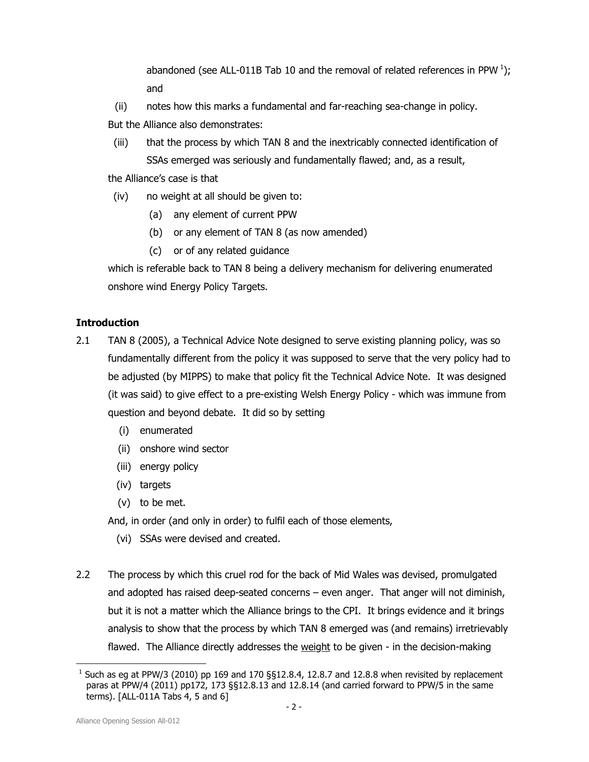abandoned (see ALL-011B Tab 10 and the removal of related references in PPW [1]); and

(ii) notes how this marks a fundamental and far-reaching sea-change in policy.

But the Alliance also demonstrates:

(iii) that the process by which TAN 8 and the inextricably connected identification of SSAs emerged was seriously and fundamentally flawed; and, as a result,

the Alliance's case is that

(iv) no weight at all should be given to:

  (a) any element of current PPW

  (b) or any element of TAN 8 (as now amended)

  (c) or of any related guidance

which is referable back to TAN 8 being a delivery mechanism for delivering enumerated onshore wind Energy Policy Targets.

**Introduction**

2.1 TAN 8 (2005), a Technical Advice Note designed to serve existing planning policy, was so fundamentally different from the policy it was supposed to serve that the very policy had to be adjusted (by MIPPS) to make that policy fit the Technical Advice Note. It was designed (it was said) to give effect to a pre-existing Welsh Energy Policy - which was immune from question and beyond debate. It did so by setting

  (i) enumerated

  (ii) onshore wind sector

  (iii) energy policy

  (iv) targets

  (v) to be met.

And, in order (and only in order) to fulfil each of those elements,

  (vi) SSAs were devised and created.

2.2 The process by which this cruel rod for the back of Mid Wales was devised, promulgated and adopted has raised deep-seated concerns – even anger. That anger will not diminish, but it is not a matter which the Alliance brings to the CPI. It brings evidence and it brings analysis to show that the process by which TAN 8 emerged was (and remains) irretrievably flawed. The Alliance directly addresses the <u>weight</u> to be given - in the decision-making

[1] Such as eg at PPW/3 (2010) pp 169 and 170 §§12.8.4, 12.8.7 and 12.8.8 when revisited by replacement paras at PPW/4 (2011) pp172, 173 §§12.8.13 and 12.8.14 (and carried forward to PPW/5 in the same terms). [ALL-011A Tabs 4, 5 and 6]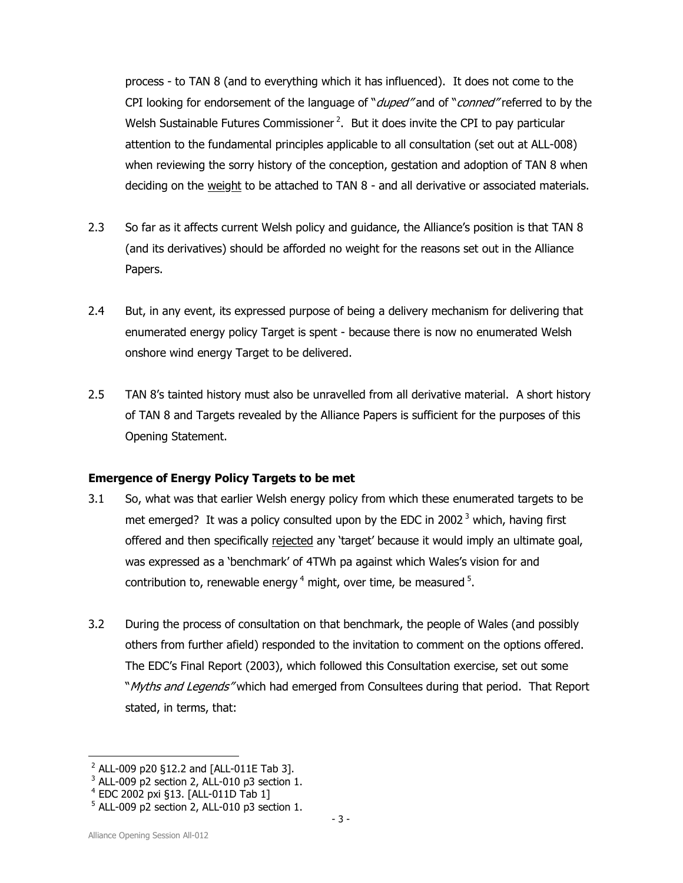process - to TAN 8 (and to everything which it has influenced). It does not come to the CPI looking for endorsement of the language of "*duped*" and of "*conned*" referred to by the Welsh Sustainable Futures Commissioner [2]. But it does invite the CPI to pay particular attention to the fundamental principles applicable to all consultation (set out at ALL-008) when reviewing the sorry history of the conception, gestation and adoption of TAN 8 when deciding on the <u>weight</u> to be attached to TAN 8 - and all derivative or associated materials.

2.3 So far as it affects current Welsh policy and guidance, the Alliance's position is that TAN 8 (and its derivatives) should be afforded no weight for the reasons set out in the Alliance Papers.

2.4 But, in any event, its expressed purpose of being a delivery mechanism for delivering that enumerated energy policy Target is spent - because there is now no enumerated Welsh onshore wind energy Target to be delivered.

2.5 TAN 8's tainted history must also be unravelled from all derivative material. A short history of TAN 8 and Targets revealed by the Alliance Papers is sufficient for the purposes of this Opening Statement.

**Emergence of Energy Policy Targets to be met**

3.1 So, what was that earlier Welsh energy policy from which these enumerated targets to be met emerged? It was a policy consulted upon by the EDC in 2002 [3] which, having first offered and then specifically <u>rejected</u> any 'target' because it would imply an ultimate goal, was expressed as a 'benchmark' of 4TWh pa against which Wales's vision for and contribution to, renewable energy [4] might, over time, be measured [5].

3.2 During the process of consultation on that benchmark, the people of Wales (and possibly others from further afield) responded to the invitation to comment on the options offered. The EDC's Final Report (2003), which followed this Consultation exercise, set out some "*Myths and Legends*" which had emerged from Consultees during that period. That Report stated, in terms, that:

---

[2] ALL-009 p20 §12.2 and [ALL-011E Tab 3].

[3] ALL-009 p2 section 2, ALL-010 p3 section 1.

[4] EDC 2002 pxi §13. [ALL-011D Tab 1]

[5] ALL-009 p2 section 2, ALL-010 p3 section 1.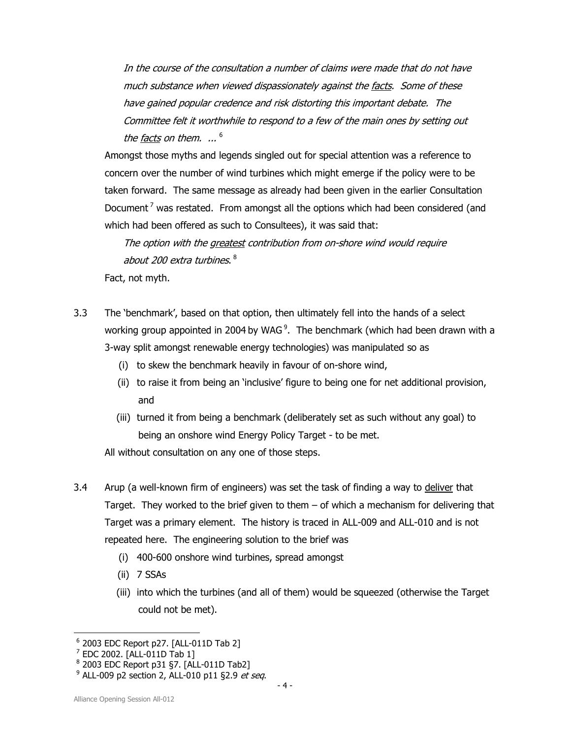> *In the course of the consultation a number of claims were made that do not have much substance when viewed dispassionately against the facts. Some of these have gained popular credence and risk distorting this important debate. The Committee felt it worthwhile to respond to a few of the main ones by setting out the facts on them. ...* [6]

Amongst those myths and legends singled out for special attention was a reference to concern over the number of wind turbines which might emerge if the policy were to be taken forward. The same message as already had been given in the earlier Consultation Document [7] was restated. From amongst all the options which had been considered (and which had been offered as such to Consultees), it was said that:

> *The option with the greatest contribution from on-shore wind would require about 200 extra turbines.* [8]

Fact, not myth.

3.3 The 'benchmark', based on that option, then ultimately fell into the hands of a select working group appointed in 2004 by WAG [9]. The benchmark (which had been drawn with a 3-way split amongst renewable energy technologies) was manipulated so as

(i) to skew the benchmark heavily in favour of on-shore wind,

(ii) to raise it from being an 'inclusive' figure to being one for net additional provision, and

(iii) turned it from being a benchmark (deliberately set as such without any goal) to being an onshore wind Energy Policy Target - to be met.

All without consultation on any one of those steps.

3.4 Arup (a well-known firm of engineers) was set the task of finding a way to deliver that Target. They worked to the brief given to them – of which a mechanism for delivering that Target was a primary element. The history is traced in ALL-009 and ALL-010 and is not repeated here. The engineering solution to the brief was

(i) 400-600 onshore wind turbines, spread amongst

(ii) 7 SSAs

(iii) into which the turbines (and all of them) would be squeezed (otherwise the Target could not be met).

---

[6] 2003 EDC Report p27. [ALL-011D Tab 2]

[7] EDC 2002. [ALL-011D Tab 1]

[8] 2003 EDC Report p31 §7. [ALL-011D Tab2]

[9] ALL-009 p2 section 2, ALL-010 p11 §2.9 *et seq*.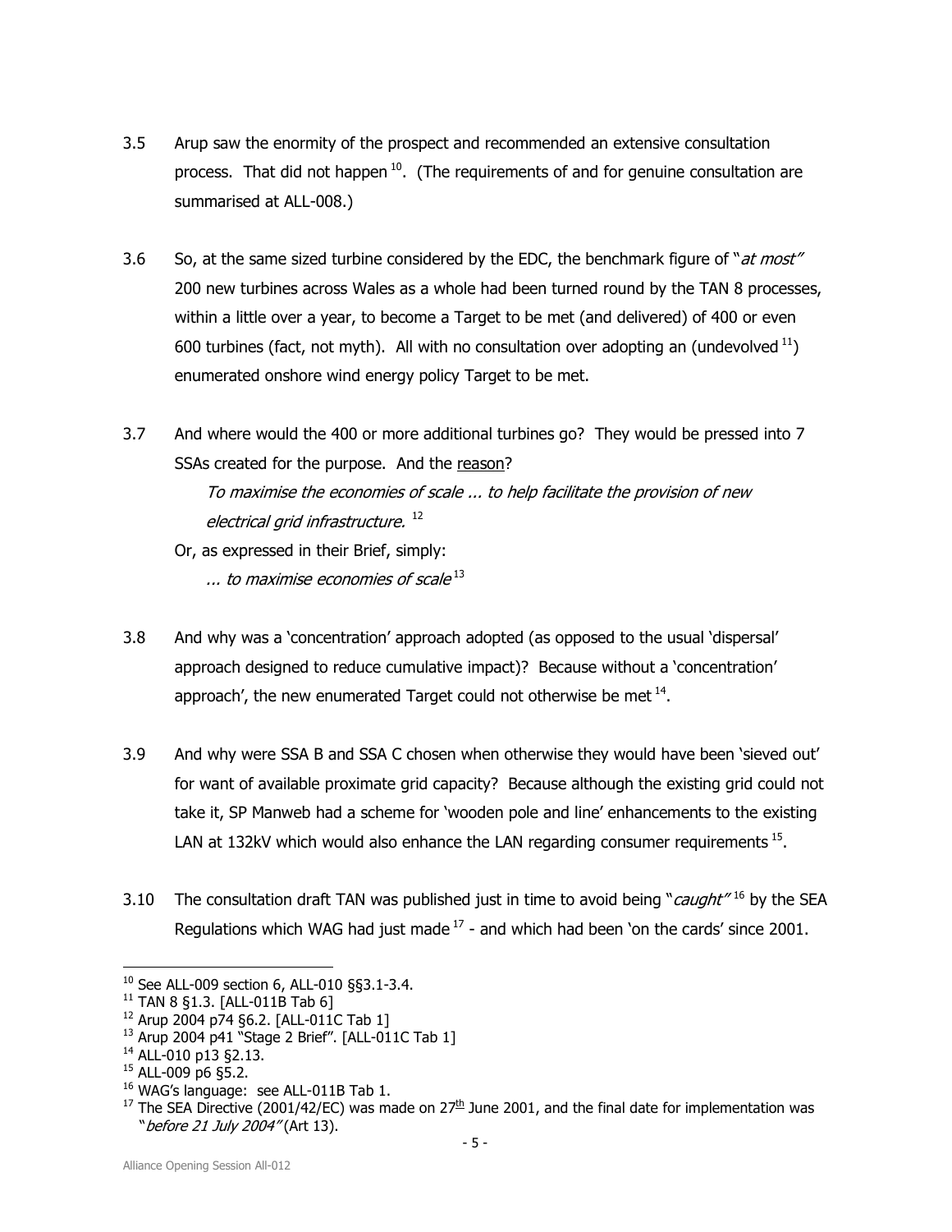3.5 Arup saw the enormity of the prospect and recommended an extensive consultation process. That did not happen [10]. (The requirements of and for genuine consultation are summarised at ALL-008.)

3.6 So, at the same sized turbine considered by the EDC, the benchmark figure of "*at most*" 200 new turbines across Wales as a whole had been turned round by the TAN 8 processes, within a little over a year, to become a Target to be met (and delivered) of 400 or even 600 turbines (fact, not myth). All with no consultation over adopting an (undevolved [11]) enumerated onshore wind energy policy Target to be met.

3.7 And where would the 400 or more additional turbines go? They would be pressed into 7 SSAs created for the purpose. And the <u>reason</u>?

> *To maximise the economies of scale ... to help facilitate the provision of new electrical grid infrastructure.* [12]

Or, as expressed in their Brief, simply:

> *... to maximise economies of scale* [13]

3.8 And why was a 'concentration' approach adopted (as opposed to the usual 'dispersal' approach designed to reduce cumulative impact)? Because without a 'concentration' approach', the new enumerated Target could not otherwise be met [14].

3.9 And why were SSA B and SSA C chosen when otherwise they would have been 'sieved out' for want of available proximate grid capacity? Because although the existing grid could not take it, SP Manweb had a scheme for 'wooden pole and line' enhancements to the existing LAN at 132kV which would also enhance the LAN regarding consumer requirements [15].

3.10 The consultation draft TAN was published just in time to avoid being "*caught*" [16] by the SEA Regulations which WAG had just made [17] - and which had been 'on the cards' since 2001.

---

[10] See ALL-009 section 6, ALL-010 §§3.1-3.4.

[11] TAN 8 §1.3. [ALL-011B Tab 6]

[12] Arup 2004 p74 §6.2. [ALL-011C Tab 1]

[13] Arup 2004 p41 "Stage 2 Brief". [ALL-011C Tab 1]

[14] ALL-010 p13 §2.13.

[15] ALL-009 p6 §5.2.

[16] WAG's language: see ALL-011B Tab 1.

[17] The SEA Directive (2001/42/EC) was made on 27th June 2001, and the final date for implementation was "*before 21 July 2004*" (Art 13).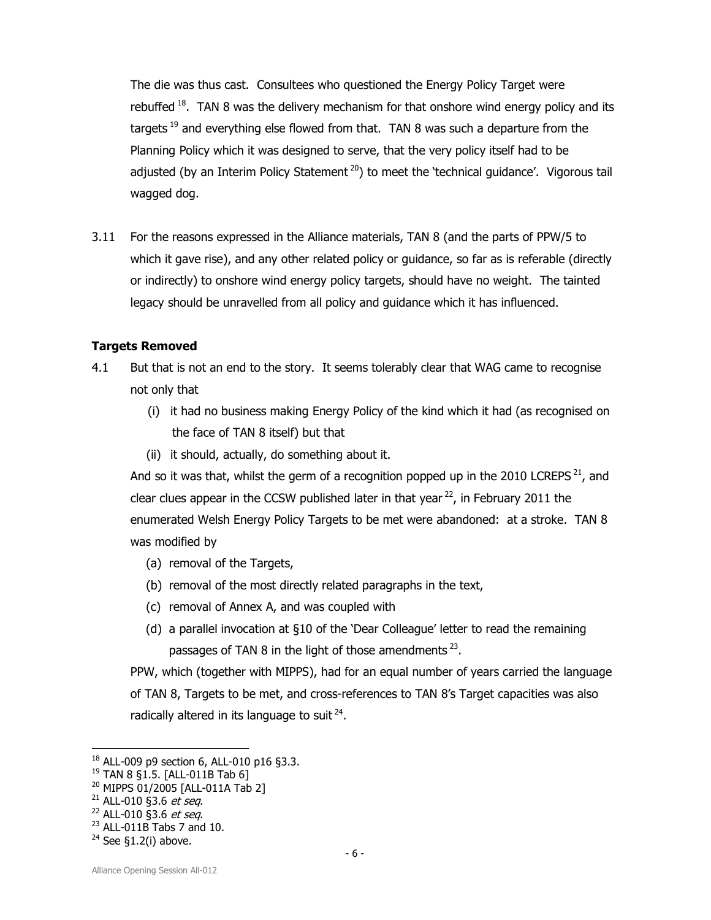The die was thus cast. Consultees who questioned the Energy Policy Target were rebuffed [18]. TAN 8 was the delivery mechanism for that onshore wind energy policy and its targets [19] and everything else flowed from that. TAN 8 was such a departure from the Planning Policy which it was designed to serve, that the very policy itself had to be adjusted (by an Interim Policy Statement [20]) to meet the 'technical guidance'. Vigorous tail wagged dog.

3.11 For the reasons expressed in the Alliance materials, TAN 8 (and the parts of PPW/5 to which it gave rise), and any other related policy or guidance, so far as is referable (directly or indirectly) to onshore wind energy policy targets, should have no weight. The tainted legacy should be unravelled from all policy and guidance which it has influenced.

**Targets Removed**

4.1 But that is not an end to the story. It seems tolerably clear that WAG came to recognise not only that

(i) it had no business making Energy Policy of the kind which it had (as recognised on the face of TAN 8 itself) but that

(ii) it should, actually, do something about it.

And so it was that, whilst the germ of a recognition popped up in the 2010 LCREPS [21], and clear clues appear in the CCSW published later in that year [22], in February 2011 the enumerated Welsh Energy Policy Targets to be met were abandoned: at a stroke. TAN 8 was modified by

(a) removal of the Targets,

(b) removal of the most directly related paragraphs in the text,

(c) removal of Annex A, and was coupled with

(d) a parallel invocation at §10 of the 'Dear Colleague' letter to read the remaining passages of TAN 8 in the light of those amendments [23].

PPW, which (together with MIPPS), had for an equal number of years carried the language of TAN 8, Targets to be met, and cross-references to TAN 8's Target capacities was also radically altered in its language to suit [24].

---

[18] ALL-009 p9 section 6, ALL-010 p16 §3.3.

[19] TAN 8 §1.5. [ALL-011B Tab 6]

[20] MIPPS 01/2005 [ALL-011A Tab 2]

[21] ALL-010 §3.6 *et seq*.

[22] ALL-010 §3.6 *et seq*.

[23] ALL-011B Tabs 7 and 10.

[24] See §1.2(i) above.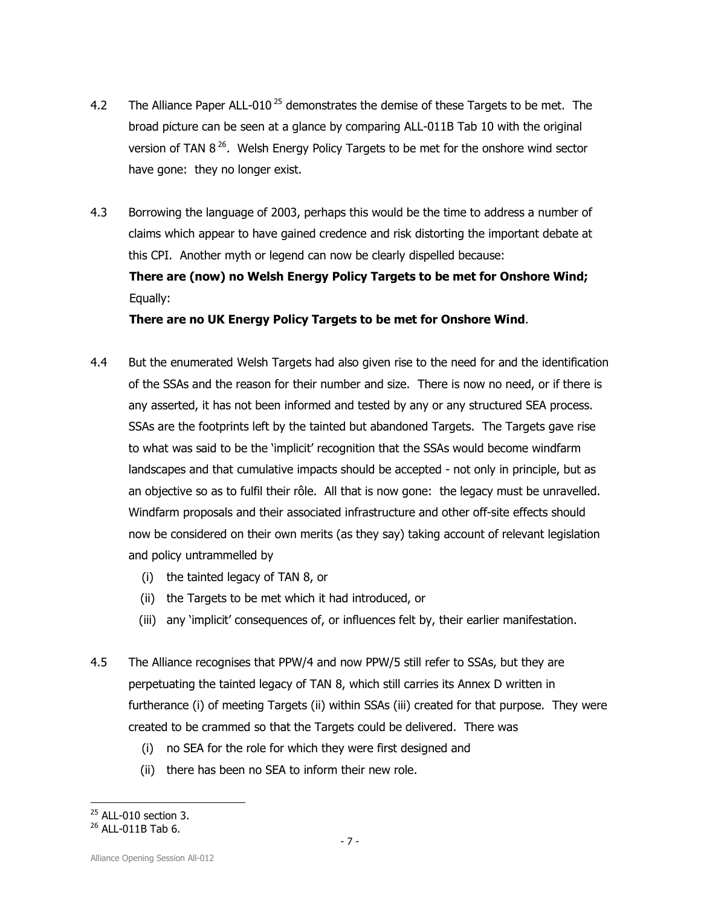4.2 The Alliance Paper ALL-010 [25] demonstrates the demise of these Targets to be met. The broad picture can be seen at a glance by comparing ALL-011B Tab 10 with the original version of TAN 8 [26]. Welsh Energy Policy Targets to be met for the onshore wind sector have gone: they no longer exist.

4.3 Borrowing the language of 2003, perhaps this would be the time to address a number of claims which appear to have gained credence and risk distorting the important debate at this CPI. Another myth or legend can now be clearly dispelled because:

**There are (now) no Welsh Energy Policy Targets to be met for Onshore Wind;**
Equally:

**There are no UK Energy Policy Targets to be met for Onshore Wind**.

4.4 But the enumerated Welsh Targets had also given rise to the need for and the identification of the SSAs and the reason for their number and size. There is now no need, or if there is any asserted, it has not been informed and tested by any or any structured SEA process. SSAs are the footprints left by the tainted but abandoned Targets. The Targets gave rise to what was said to be the 'implicit' recognition that the SSAs would become windfarm landscapes and that cumulative impacts should be accepted - not only in principle, but as an objective so as to fulfil their rôle. All that is now gone: the legacy must be unravelled. Windfarm proposals and their associated infrastructure and other off-site effects should now be considered on their own merits (as they say) taking account of relevant legislation and policy untrammelled by

(i) the tainted legacy of TAN 8, or
(ii) the Targets to be met which it had introduced, or
(iii) any 'implicit' consequences of, or influences felt by, their earlier manifestation.

4.5 The Alliance recognises that PPW/4 and now PPW/5 still refer to SSAs, but they are perpetuating the tainted legacy of TAN 8, which still carries its Annex D written in furtherance (i) of meeting Targets (ii) within SSAs (iii) created for that purpose. They were created to be crammed so that the Targets could be delivered. There was

(i) no SEA for the role for which they were first designed and
(ii) there has been no SEA to inform their new role.

[25] ALL-010 section 3.
[26] ALL-011B Tab 6.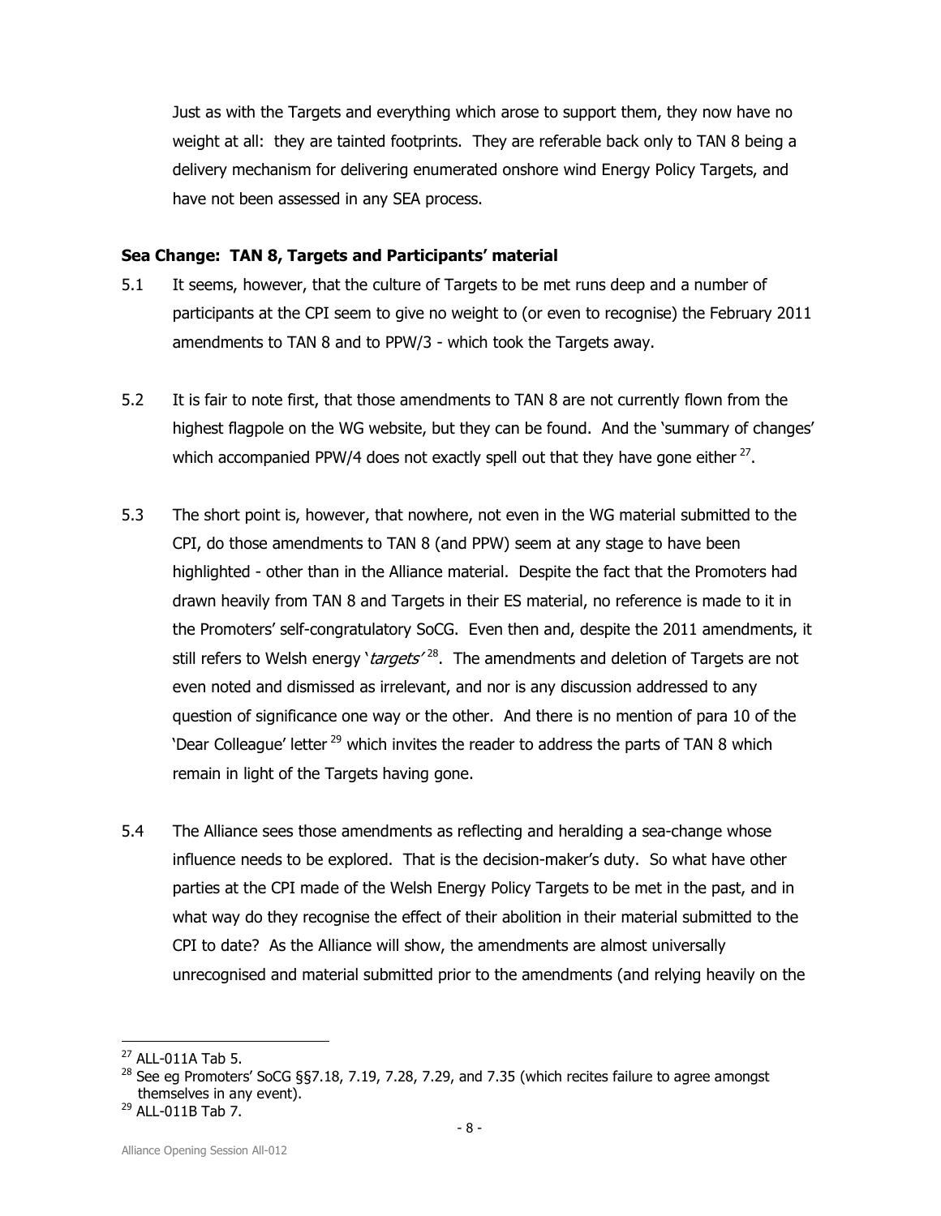Just as with the Targets and everything which arose to support them, they now have no weight at all: they are tainted footprints. They are referable back only to TAN 8 being a delivery mechanism for delivering enumerated onshore wind Energy Policy Targets, and have not been assessed in any SEA process.

**Sea Change: TAN 8, Targets and Participants' material**

5.1 It seems, however, that the culture of Targets to be met runs deep and a number of participants at the CPI seem to give no weight to (or even to recognise) the February 2011 amendments to TAN 8 and to PPW/3 - which took the Targets away.

5.2 It is fair to note first, that those amendments to TAN 8 are not currently flown from the highest flagpole on the WG website, but they can be found. And the 'summary of changes' which accompanied PPW/4 does not exactly spell out that they have gone either [27].

5.3 The short point is, however, that nowhere, not even in the WG material submitted to the CPI, do those amendments to TAN 8 (and PPW) seem at any stage to have been highlighted - other than in the Alliance material. Despite the fact that the Promoters had drawn heavily from TAN 8 and Targets in their ES material, no reference is made to it in the Promoters' self-congratulatory SoCG. Even then and, despite the 2011 amendments, it still refers to Welsh energy '*targets*' [28]. The amendments and deletion of Targets are not even noted and dismissed as irrelevant, and nor is any discussion addressed to any question of significance one way or the other. And there is no mention of para 10 of the 'Dear Colleague' letter [29] which invites the reader to address the parts of TAN 8 which remain in light of the Targets having gone.

5.4 The Alliance sees those amendments as reflecting and heralding a sea-change whose influence needs to be explored. That is the decision-maker's duty. So what have other parties at the CPI made of the Welsh Energy Policy Targets to be met in the past, and in what way do they recognise the effect of their abolition in their material submitted to the CPI to date? As the Alliance will show, the amendments are almost universally unrecognised and material submitted prior to the amendments (and relying heavily on the

---

[27] ALL-011A Tab 5.

[28] See eg Promoters' SoCG §§7.18, 7.19, 7.28, 7.29, and 7.35 (which recites failure to agree amongst themselves in any event).

[29] ALL-011B Tab 7.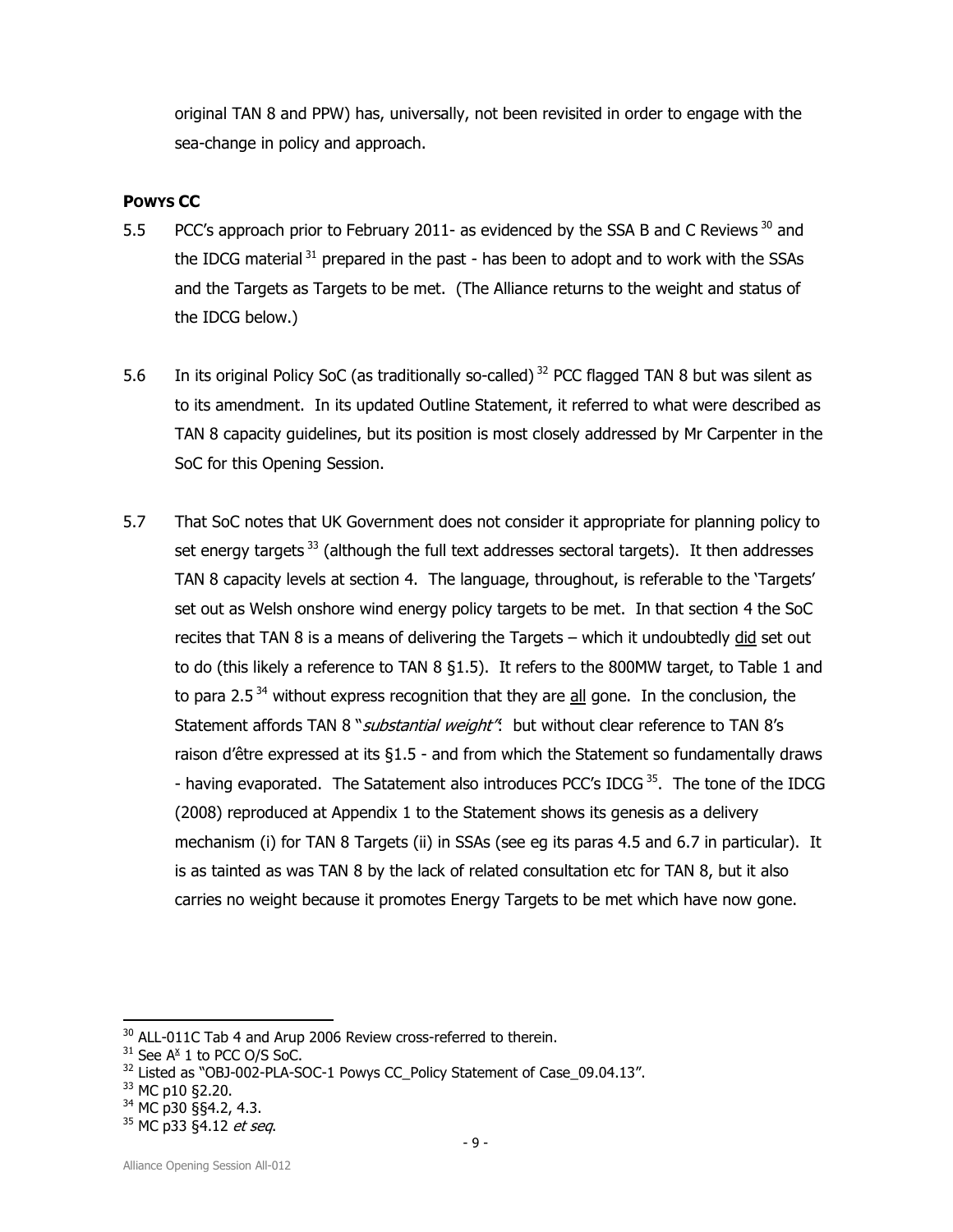original TAN 8 and PPW) has, universally, not been revisited in order to engage with the sea-change in policy and approach.

### Powys CC

5.5 PCC's approach prior to February 2011- as evidenced by the SSA B and C Reviews [30] and the IDCG material [31] prepared in the past - has been to adopt and to work with the SSAs and the Targets as Targets to be met. (The Alliance returns to the weight and status of the IDCG below.)

5.6 In its original Policy SoC (as traditionally so-called) [32] PCC flagged TAN 8 but was silent as to its amendment. In its updated Outline Statement, it referred to what were described as TAN 8 capacity guidelines, but its position is most closely addressed by Mr Carpenter in the SoC for this Opening Session.

5.7 That SoC notes that UK Government does not consider it appropriate for planning policy to set energy targets [33] (although the full text addresses sectoral targets). It then addresses TAN 8 capacity levels at section 4. The language, throughout, is referable to the 'Targets' set out as Welsh onshore wind energy policy targets to be met. In that section 4 the SoC recites that TAN 8 is a means of delivering the Targets – which it undoubtedly <u>did</u> set out to do (this likely a reference to TAN 8 §1.5). It refers to the 800MW target, to Table 1 and to para 2.5 [34] without express recognition that they are <u>all</u> gone. In the conclusion, the Statement affords TAN 8 "*substantial weight*": but without clear reference to TAN 8's raison d'être expressed at its §1.5 - and from which the Statement so fundamentally draws - having evaporated. The Satatement also introduces PCC's IDCG [35]. The tone of the IDCG (2008) reproduced at Appendix 1 to the Statement shows its genesis as a delivery mechanism (i) for TAN 8 Targets (ii) in SSAs (see eg its paras 4.5 and 6.7 in particular). It is as tainted as was TAN 8 by the lack of related consultation etc for TAN 8, but it also carries no weight because it promotes Energy Targets to be met which have now gone.

---

[30] ALL-011C Tab 4 and Arup 2006 Review cross-referred to therein.

[31] See A[x] 1 to PCC O/S SoC.

[32] Listed as "OBJ-002-PLA-SOC-1 Powys CC_Policy Statement of Case_09.04.13".

[33] MC p10 §2.20.

[34] MC p30 §§4.2, 4.3.

[35] MC p33 §4.12 *et seq*.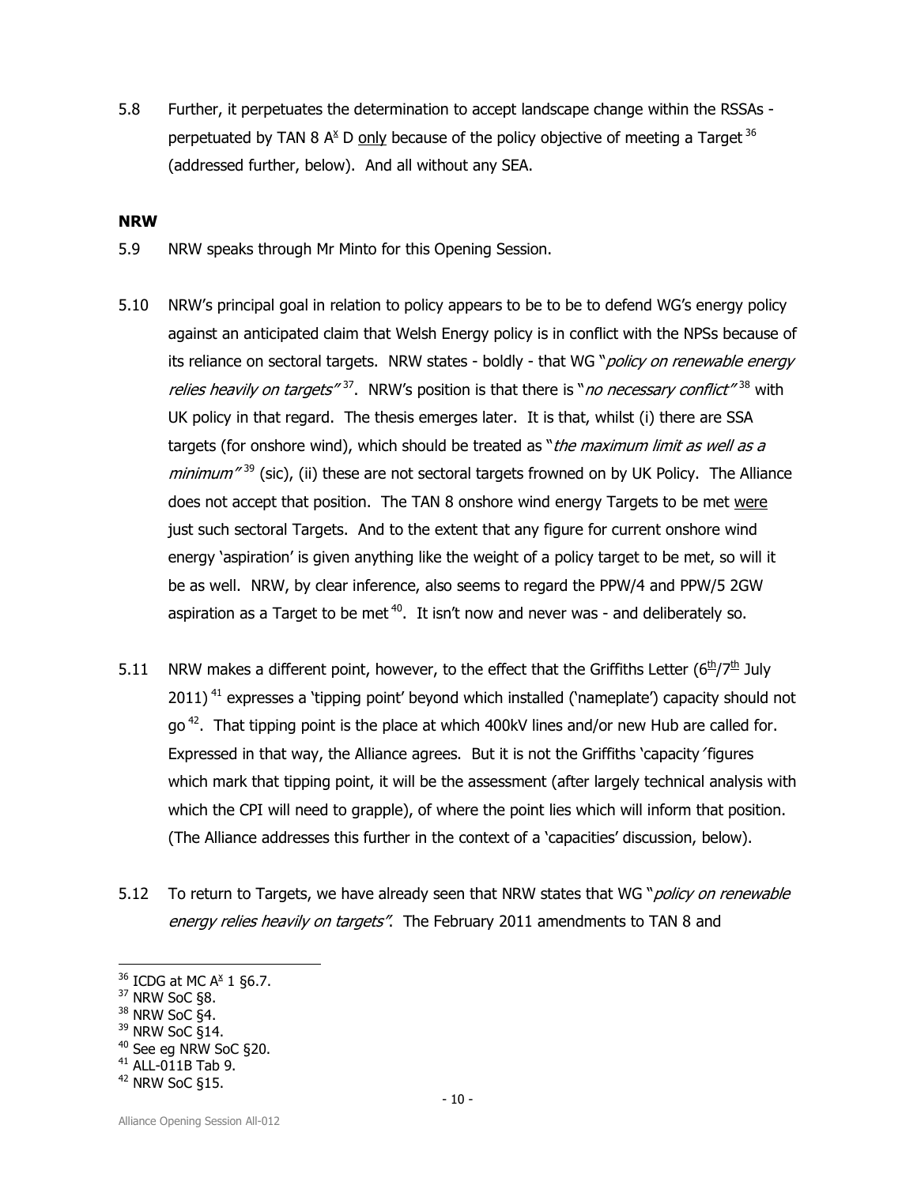5.8 Further, it perpetuates the determination to accept landscape change within the RSSAs - perpetuated by TAN 8 A$^{x}$ D only because of the policy objective of meeting a Target [36] (addressed further, below). And all without any SEA.

**NRW**

5.9 NRW speaks through Mr Minto for this Opening Session.

5.10 NRW's principal goal in relation to policy appears to be to be to defend WG's energy policy against an anticipated claim that Welsh Energy policy is in conflict with the NPSs because of its reliance on sectoral targets. NRW states - boldly - that WG "*policy on renewable energy relies heavily on targets*" [37]. NRW's position is that there is "*no necessary conflict*" [38] with UK policy in that regard. The thesis emerges later. It is that, whilst (i) there are SSA targets (for onshore wind), which should be treated as "*the maximum limit as well as a minimum*" [39] (sic), (ii) these are not sectoral targets frowned on by UK Policy. The Alliance does not accept that position. The TAN 8 onshore wind energy Targets to be met were just such sectoral Targets. And to the extent that any figure for current onshore wind energy 'aspiration' is given anything like the weight of a policy target to be met, so will it be as well. NRW, by clear inference, also seems to regard the PPW/4 and PPW/5 2GW aspiration as a Target to be met [40]. It isn't now and never was - and deliberately so.

5.11 NRW makes a different point, however, to the effect that the Griffiths Letter (6$^{th}$/7$^{th}$ July 2011) [41] expresses a 'tipping point' beyond which installed ('nameplate') capacity should not go [42]. That tipping point is the place at which 400kV lines and/or new Hub are called for. Expressed in that way, the Alliance agrees. But it is not the Griffiths 'capacity' figures which mark that tipping point, it will be the assessment (after largely technical analysis with which the CPI will need to grapple), of where the point lies which will inform that position. (The Alliance addresses this further in the context of a 'capacities' discussion, below).

5.12 To return to Targets, we have already seen that NRW states that WG "*policy on renewable energy relies heavily on targets*". The February 2011 amendments to TAN 8 and

[36] ICDG at MC A$^{x}$ 1 §6.7.
[37] NRW SoC §8.
[38] NRW SoC §4.
[39] NRW SoC §14.
[40] See eg NRW SoC §20.
[41] ALL-011B Tab 9.
[42] NRW SoC §15.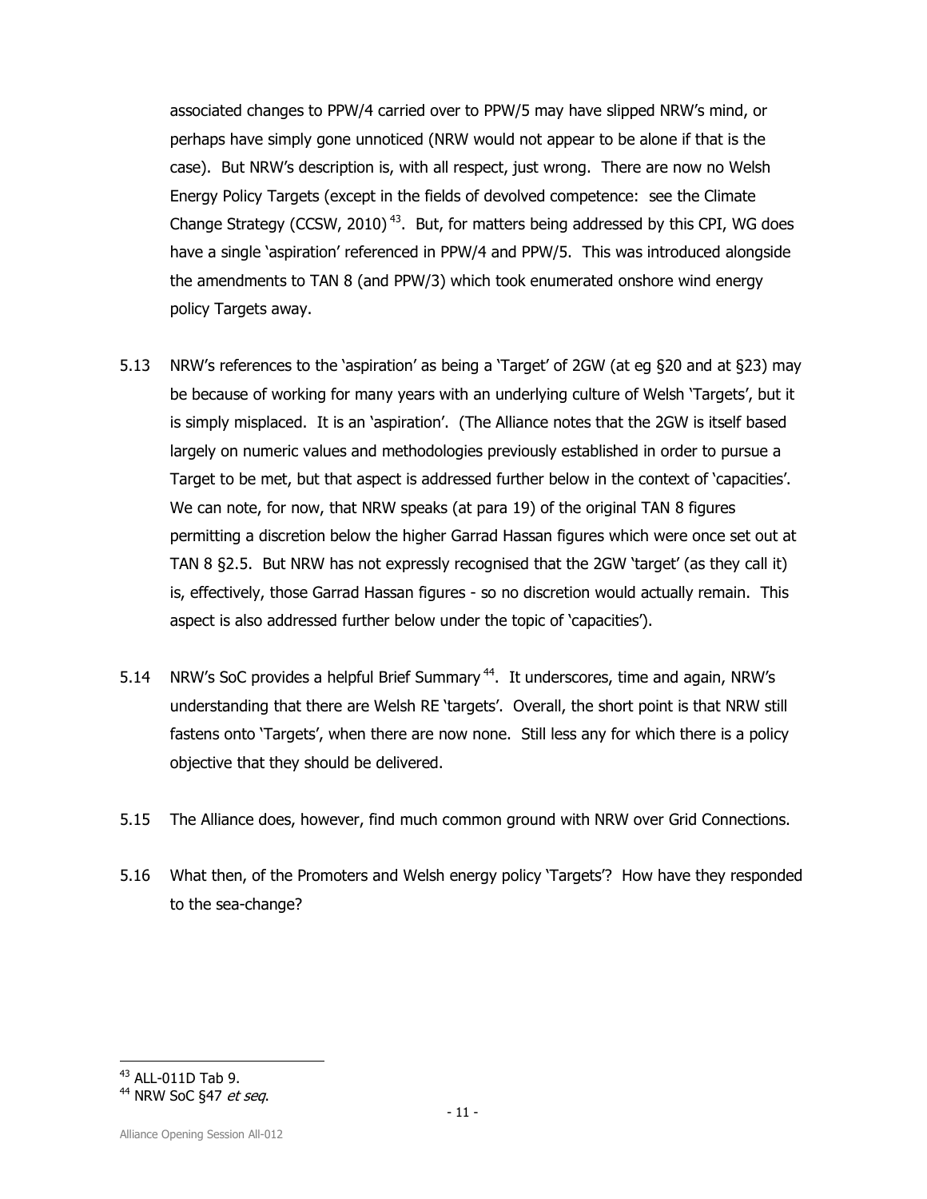associated changes to PPW/4 carried over to PPW/5 may have slipped NRW's mind, or perhaps have simply gone unnoticed (NRW would not appear to be alone if that is the case). But NRW's description is, with all respect, just wrong. There are now no Welsh Energy Policy Targets (except in the fields of devolved competence: see the Climate Change Strategy (CCSW, 2010)[43]. But, for matters being addressed by this CPI, WG does have a single 'aspiration' referenced in PPW/4 and PPW/5. This was introduced alongside the amendments to TAN 8 (and PPW/3) which took enumerated onshore wind energy policy Targets away.

5.13 NRW's references to the 'aspiration' as being a 'Target' of 2GW (at eg §20 and at §23) may be because of working for many years with an underlying culture of Welsh 'Targets', but it is simply misplaced. It is an 'aspiration'. (The Alliance notes that the 2GW is itself based largely on numeric values and methodologies previously established in order to pursue a Target to be met, but that aspect is addressed further below in the context of 'capacities'. We can note, for now, that NRW speaks (at para 19) of the original TAN 8 figures permitting a discretion below the higher Garrad Hassan figures which were once set out at TAN 8 §2.5. But NRW has not expressly recognised that the 2GW 'target' (as they call it) is, effectively, those Garrad Hassan figures - so no discretion would actually remain. This aspect is also addressed further below under the topic of 'capacities').

5.14 NRW's SoC provides a helpful Brief Summary[44]. It underscores, time and again, NRW's understanding that there are Welsh RE 'targets'. Overall, the short point is that NRW still fastens onto 'Targets', when there are now none. Still less any for which there is a policy objective that they should be delivered.

5.15 The Alliance does, however, find much common ground with NRW over Grid Connections.

5.16 What then, of the Promoters and Welsh energy policy 'Targets'? How have they responded to the sea-change?

---

[43] ALL-011D Tab 9.

[44] NRW SoC §47 *et seq*.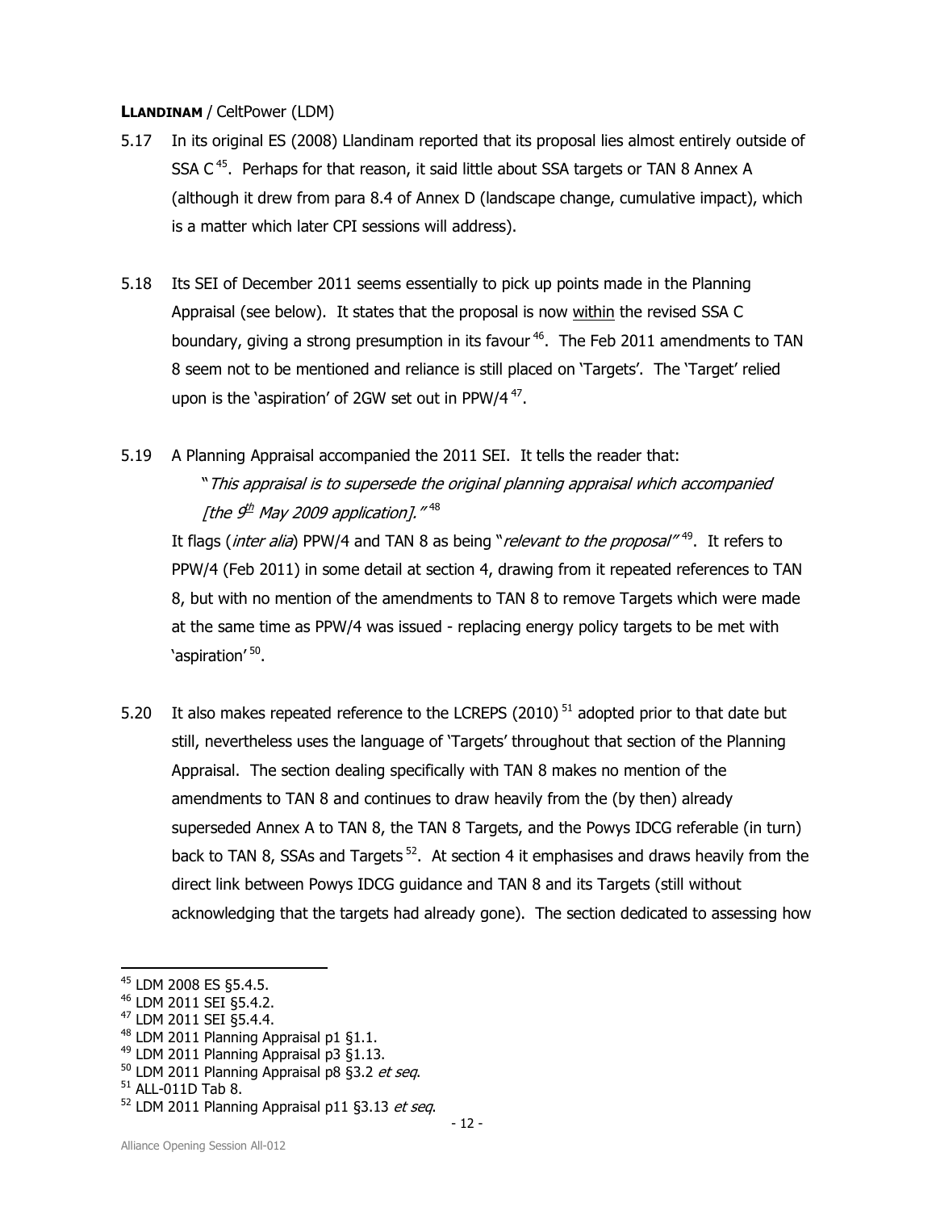**LLANDINAM** / CeltPower (LDM)

5.17 In its original ES (2008) Llandinam reported that its proposal lies almost entirely outside of SSA C[45]. Perhaps for that reason, it said little about SSA targets or TAN 8 Annex A (although it drew from para 8.4 of Annex D (landscape change, cumulative impact), which is a matter which later CPI sessions will address).

5.18 Its SEI of December 2011 seems essentially to pick up points made in the Planning Appraisal (see below). It states that the proposal is now <u>within</u> the revised SSA C boundary, giving a strong presumption in its favour[46]. The Feb 2011 amendments to TAN 8 seem not to be mentioned and reliance is still placed on 'Targets'. The 'Target' relied upon is the 'aspiration' of 2GW set out in PPW/4[47].

5.19 A Planning Appraisal accompanied the 2011 SEI. It tells the reader that:

"*This appraisal is to supersede the original planning appraisal which accompanied [the 9th May 2009 application].*"[48]

It flags (*inter alia*) PPW/4 and TAN 8 as being "*relevant to the proposal*"[49]. It refers to PPW/4 (Feb 2011) in some detail at section 4, drawing from it repeated references to TAN 8, but with no mention of the amendments to TAN 8 to remove Targets which were made at the same time as PPW/4 was issued - replacing energy policy targets to be met with 'aspiration'[50].

5.20 It also makes repeated reference to the LCREPS (2010)[51] adopted prior to that date but still, nevertheless uses the language of 'Targets' throughout that section of the Planning Appraisal. The section dealing specifically with TAN 8 makes no mention of the amendments to TAN 8 and continues to draw heavily from the (by then) already superseded Annex A to TAN 8, the TAN 8 Targets, and the Powys IDCG referable (in turn) back to TAN 8, SSAs and Targets[52]. At section 4 it emphasises and draws heavily from the direct link between Powys IDCG guidance and TAN 8 and its Targets (still without acknowledging that the targets had already gone). The section dedicated to assessing how

---

[45] LDM 2008 ES §5.4.5.
[46] LDM 2011 SEI §5.4.2.
[47] LDM 2011 SEI §5.4.4.
[48] LDM 2011 Planning Appraisal p1 §1.1.
[49] LDM 2011 Planning Appraisal p3 §1.13.
[50] LDM 2011 Planning Appraisal p8 §3.2 *et seq*.
[51] ALL-011D Tab 8.
[52] LDM 2011 Planning Appraisal p11 §3.13 *et seq*.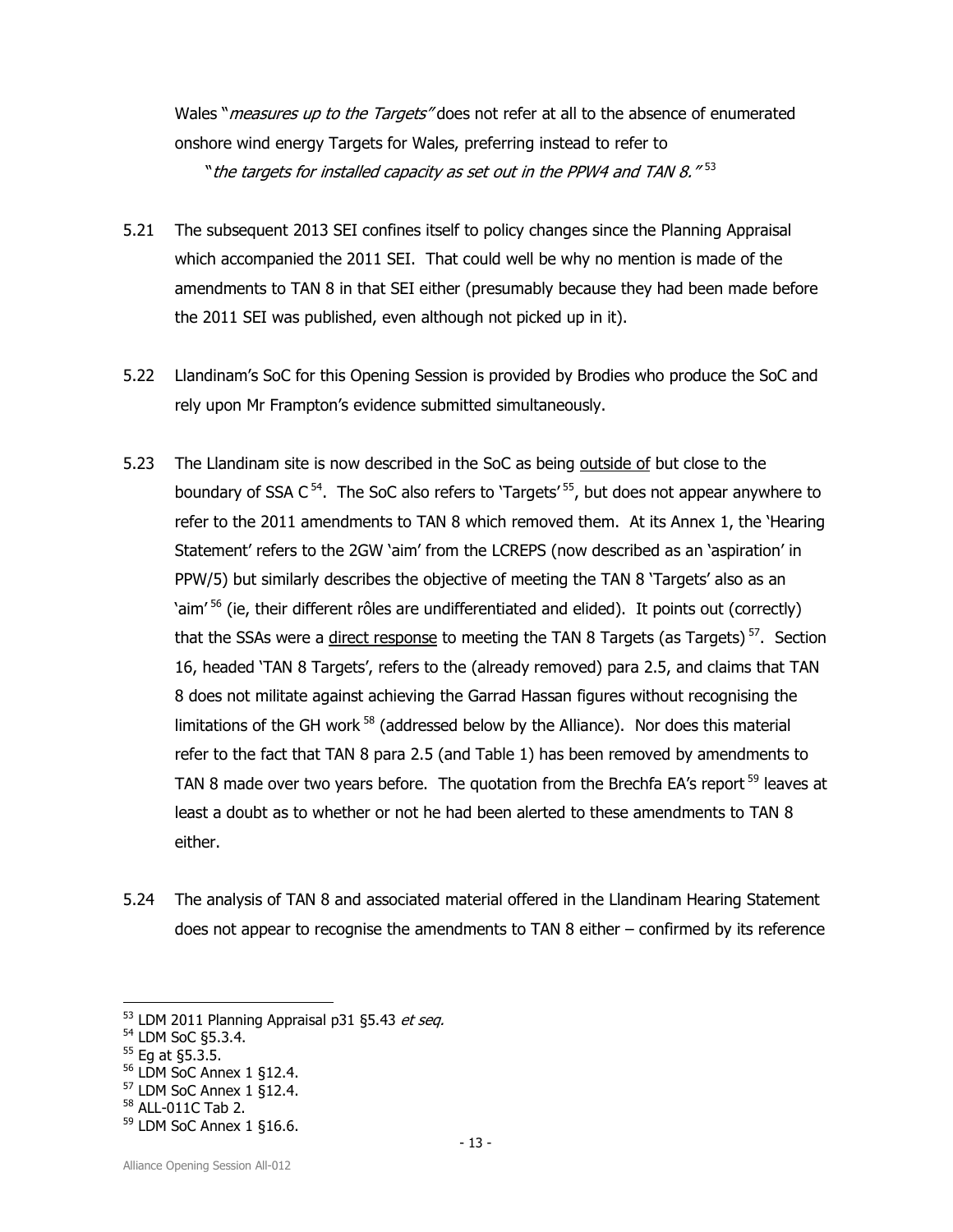Wales "*measures up to the Targets*" does not refer at all to the absence of enumerated onshore wind energy Targets for Wales, preferring instead to refer to

"*the targets for installed capacity as set out in the PPW4 and TAN 8.*" [53]

5.21 The subsequent 2013 SEI confines itself to policy changes since the Planning Appraisal which accompanied the 2011 SEI. That could well be why no mention is made of the amendments to TAN 8 in that SEI either (presumably because they had been made before the 2011 SEI was published, even although not picked up in it).

5.22 Llandinam's SoC for this Opening Session is provided by Brodies who produce the SoC and rely upon Mr Frampton's evidence submitted simultaneously.

5.23 The Llandinam site is now described in the SoC as being <u>outside of</u> but close to the boundary of SSA C [54]. The SoC also refers to 'Targets' [55], but does not appear anywhere to refer to the 2011 amendments to TAN 8 which removed them. At its Annex 1, the 'Hearing Statement' refers to the 2GW 'aim' from the LCREPS (now described as an 'aspiration' in PPW/5) but similarly describes the objective of meeting the TAN 8 'Targets' also as an 'aim' [56] (ie, their different rôles are undifferentiated and elided). It points out (correctly) that the SSAs were a <u>direct response</u> to meeting the TAN 8 Targets (as Targets) [57]. Section 16, headed 'TAN 8 Targets', refers to the (already removed) para 2.5, and claims that TAN 8 does not militate against achieving the Garrad Hassan figures without recognising the limitations of the GH work [58] (addressed below by the Alliance). Nor does this material refer to the fact that TAN 8 para 2.5 (and Table 1) has been removed by amendments to TAN 8 made over two years before. The quotation from the Brechfa EA's report [59] leaves at least a doubt as to whether or not he had been alerted to these amendments to TAN 8 either.

5.24 The analysis of TAN 8 and associated material offered in the Llandinam Hearing Statement does not appear to recognise the amendments to TAN 8 either – confirmed by its reference

---

[53] LDM 2011 Planning Appraisal p31 §5.43 *et seq.*

[54] LDM SoC §5.3.4.

[55] Eg at §5.3.5.

[56] LDM SoC Annex 1 §12.4.

[57] LDM SoC Annex 1 §12.4.

[58] ALL-011C Tab 2.

[59] LDM SoC Annex 1 §16.6.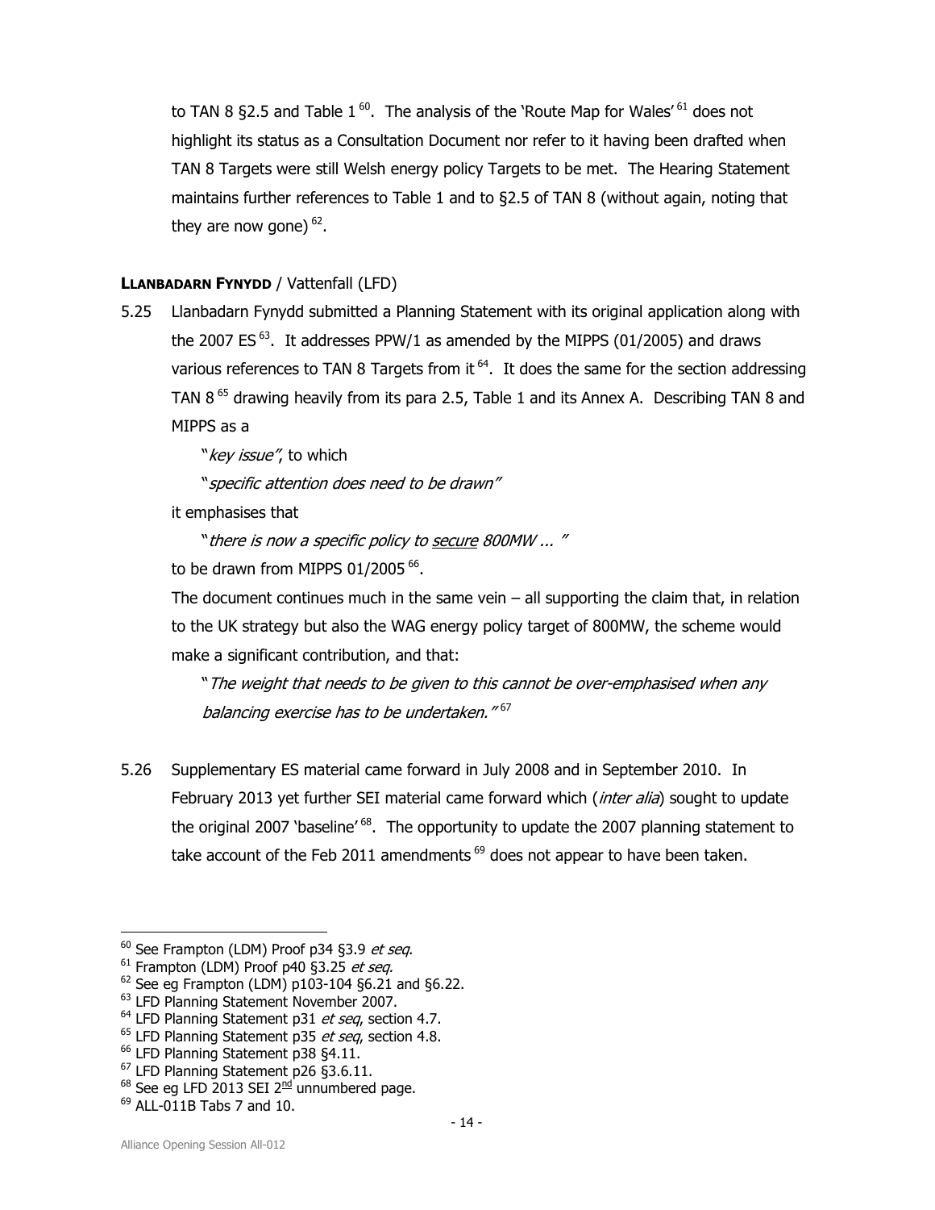to TAN 8 §2.5 and Table 1 [60]. The analysis of the 'Route Map for Wales' [61] does not highlight its status as a Consultation Document nor refer to it having been drafted when TAN 8 Targets were still Welsh energy policy Targets to be met. The Hearing Statement maintains further references to Table 1 and to §2.5 of TAN 8 (without again, noting that they are now gone) [62].

**LLANBADARN FYNYDD** / Vattenfall (LFD)

5.25 Llanbadarn Fynydd submitted a Planning Statement with its original application along with the 2007 ES [63]. It addresses PPW/1 as amended by the MIPPS (01/2005) and draws various references to TAN 8 Targets from it [64]. It does the same for the section addressing TAN 8 [65] drawing heavily from its para 2.5, Table 1 and its Annex A. Describing TAN 8 and MIPPS as a

"*key issue*", to which

"*specific attention does need to be drawn*"

it emphasises that

"*there is now a specific policy to <u>secure</u> 800MW ... "*

to be drawn from MIPPS 01/2005 [66].

The document continues much in the same vein – all supporting the claim that, in relation to the UK strategy but also the WAG energy policy target of 800MW, the scheme would make a significant contribution, and that:

"*The weight that needs to be given to this cannot be over-emphasised when any balancing exercise has to be undertaken."* [67]

5.26 Supplementary ES material came forward in July 2008 and in September 2010. In February 2013 yet further SEI material came forward which (*inter alia*) sought to update the original 2007 'baseline' [68]. The opportunity to update the 2007 planning statement to take account of the Feb 2011 amendments [69] does not appear to have been taken.

---

[60] See Frampton (LDM) Proof p34 §3.9 *et seq*.
[61] Frampton (LDM) Proof p40 §3.25 *et seq.*
[62] See eg Frampton (LDM) p103-104 §6.21 and §6.22.
[63] LFD Planning Statement November 2007.
[64] LFD Planning Statement p31 *et seq*, section 4.7.
[65] LFD Planning Statement p35 *et seq*, section 4.8.
[66] LFD Planning Statement p38 §4.11.
[67] LFD Planning Statement p26 §3.6.11.
[68] See eg LFD 2013 SEI 2<u>nd</u> unnumbered page.
[69] ALL-011B Tabs 7 and 10.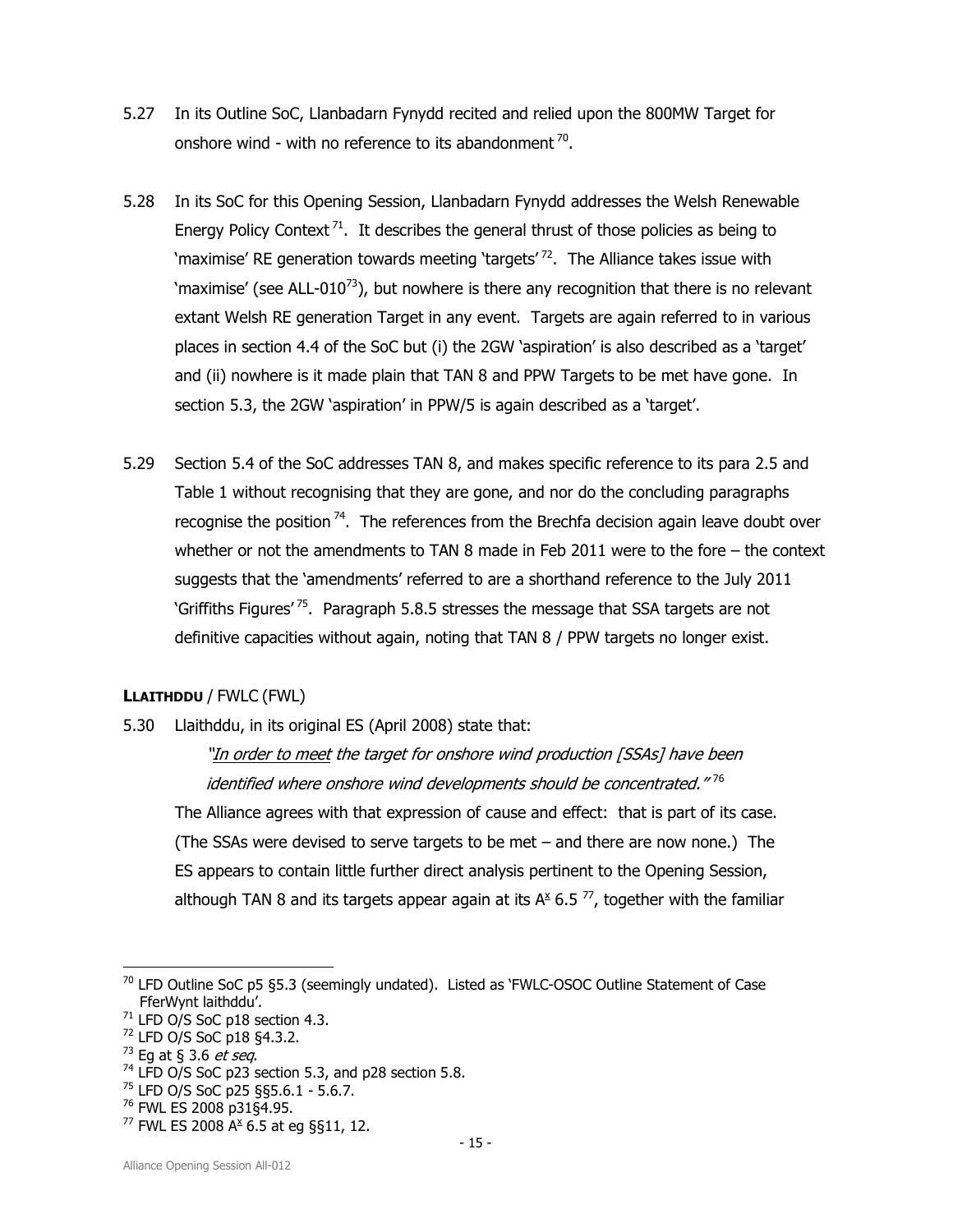5.27 In its Outline SoC, Llanbadarn Fynydd recited and relied upon the 800MW Target for onshore wind - with no reference to its abandonment [70].

5.28 In its SoC for this Opening Session, Llanbadarn Fynydd addresses the Welsh Renewable Energy Policy Context [71]. It describes the general thrust of those policies as being to 'maximise' RE generation towards meeting 'targets' [72]. The Alliance takes issue with 'maximise' (see ALL-010[73]), but nowhere is there any recognition that there is no relevant extant Welsh RE generation Target in any event. Targets are again referred to in various places in section 4.4 of the SoC but (i) the 2GW 'aspiration' is also described as a 'target' and (ii) nowhere is it made plain that TAN 8 and PPW Targets to be met have gone. In section 5.3, the 2GW 'aspiration' in PPW/5 is again described as a 'target'.

5.29 Section 5.4 of the SoC addresses TAN 8, and makes specific reference to its para 2.5 and Table 1 without recognising that they are gone, and nor do the concluding paragraphs recognise the position [74]. The references from the Brechfa decision again leave doubt over whether or not the amendments to TAN 8 made in Feb 2011 were to the fore – the context suggests that the 'amendments' referred to are a shorthand reference to the July 2011 'Griffiths Figures' [75]. Paragraph 5.8.5 stresses the message that SSA targets are not definitive capacities without again, noting that TAN 8 / PPW targets no longer exist.

**LLAITHDDU** / FWLC (FWL)

5.30 Llaithddu, in its original ES (April 2008) state that:

> *"<u>In order to meet</u> the target for onshore wind production [SSAs] have been identified where onshore wind developments should be concentrated."* [76]

The Alliance agrees with that expression of cause and effect: that is part of its case. (The SSAs were devised to serve targets to be met – and there are now none.) The ES appears to contain little further direct analysis pertinent to the Opening Session, although TAN 8 and its targets appear again at its A$^{\underline{x}}$ 6.5 [77], together with the familiar

---

[70] LFD Outline SoC p5 §5.3 (seemingly undated). Listed as 'FWLC-OSOC Outline Statement of Case FferWynt laithddu'.

[71] LFD O/S SoC p18 section 4.3.

[72] LFD O/S SoC p18 §4.3.2.

[73] Eg at § 3.6 *et seq*.

[74] LFD O/S SoC p23 section 5.3, and p28 section 5.8.

[75] LFD O/S SoC p25 §§5.6.1 - 5.6.7.

[76] FWL ES 2008 p31§4.95.

[77] FWL ES 2008 A$^{\underline{x}}$ 6.5 at eg §§11, 12.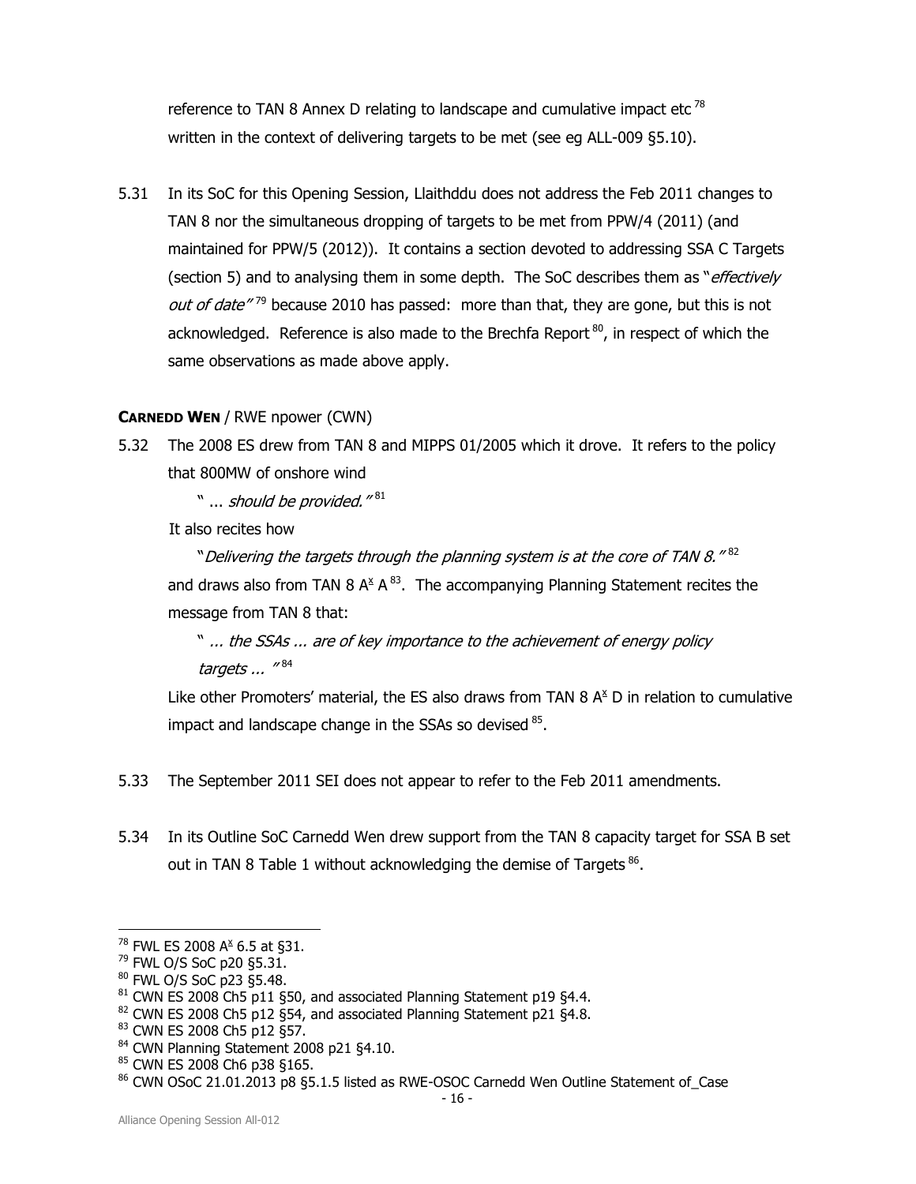reference to TAN 8 Annex D relating to landscape and cumulative impact etc [78] written in the context of delivering targets to be met (see eg ALL-009 §5.10).

5.31 In its SoC for this Opening Session, Llaithddu does not address the Feb 2011 changes to TAN 8 nor the simultaneous dropping of targets to be met from PPW/4 (2011) (and maintained for PPW/5 (2012)). It contains a section devoted to addressing SSA C Targets (section 5) and to analysing them in some depth. The SoC describes them as "*effectively out of date*" [79] because 2010 has passed: more than that, they are gone, but this is not acknowledged. Reference is also made to the Brechfa Report [80], in respect of which the same observations as made above apply.

**CARNEDD WEN** / RWE npower (CWN)

5.32 The 2008 ES drew from TAN 8 and MIPPS 01/2005 which it drove. It refers to the policy that 800MW of onshore wind

" ... *should be provided.*" [81]

It also recites how

"*Delivering the targets through the planning system is at the core of TAN 8.*" [82]

and draws also from TAN 8 A^x A [83]. The accompanying Planning Statement recites the message from TAN 8 that:

" ... *the SSAs ... are of key importance to the achievement of energy policy targets ...* " [84]

Like other Promoters' material, the ES also draws from TAN 8 A^x D in relation to cumulative impact and landscape change in the SSAs so devised [85].

5.33 The September 2011 SEI does not appear to refer to the Feb 2011 amendments.

5.34 In its Outline SoC Carnedd Wen drew support from the TAN 8 capacity target for SSA B set out in TAN 8 Table 1 without acknowledging the demise of Targets [86].

---

[78] FWL ES 2008 A^x 6.5 at §31.
[79] FWL O/S SoC p20 §5.31.
[80] FWL O/S SoC p23 §5.48.
[81] CWN ES 2008 Ch5 p11 §50, and associated Planning Statement p19 §4.4.
[82] CWN ES 2008 Ch5 p12 §54, and associated Planning Statement p21 §4.8.
[83] CWN ES 2008 Ch5 p12 §57.
[84] CWN Planning Statement 2008 p21 §4.10.
[85] CWN ES 2008 Ch6 p38 §165.
[86] CWN OSoC 21.01.2013 p8 §5.1.5 listed as RWE-OSOC Carnedd Wen Outline Statement of_Case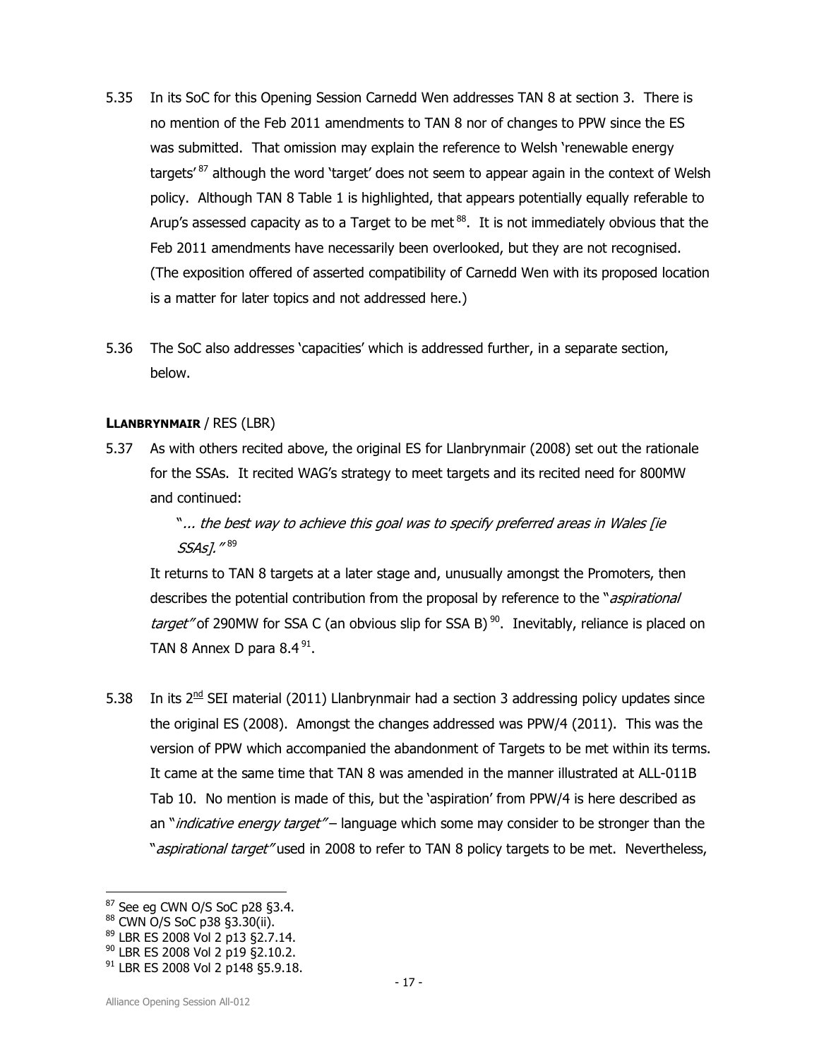5.35 In its SoC for this Opening Session Carnedd Wen addresses TAN 8 at section 3. There is no mention of the Feb 2011 amendments to TAN 8 nor of changes to PPW since the ES was submitted. That omission may explain the reference to Welsh 'renewable energy targets' [87] although the word 'target' does not seem to appear again in the context of Welsh policy. Although TAN 8 Table 1 is highlighted, that appears potentially equally referable to Arup's assessed capacity as to a Target to be met [88]. It is not immediately obvious that the Feb 2011 amendments have necessarily been overlooked, but they are not recognised. (The exposition offered of asserted compatibility of Carnedd Wen with its proposed location is a matter for later topics and not addressed here.)

5.36 The SoC also addresses 'capacities' which is addressed further, in a separate section, below.

**LLANBRYNMAIR** / RES (LBR)

5.37 As with others recited above, the original ES for Llanbrynmair (2008) set out the rationale for the SSAs. It recited WAG's strategy to meet targets and its recited need for 800MW and continued:

> "*... the best way to achieve this goal was to specify preferred areas in Wales [ie SSAs].*" [89]

It returns to TAN 8 targets at a later stage and, unusually amongst the Promoters, then describes the potential contribution from the proposal by reference to the "*aspirational target*" of 290MW for SSA C (an obvious slip for SSA B) [90]. Inevitably, reliance is placed on TAN 8 Annex D para 8.4 [91].

5.38 In its 2[nd] SEI material (2011) Llanbrynmair had a section 3 addressing policy updates since the original ES (2008). Amongst the changes addressed was PPW/4 (2011). This was the version of PPW which accompanied the abandonment of Targets to be met within its terms. It came at the same time that TAN 8 was amended in the manner illustrated at ALL-011B Tab 10. No mention is made of this, but the 'aspiration' from PPW/4 is here described as an "*indicative energy target*" – language which some may consider to be stronger than the "*aspirational target*" used in 2008 to refer to TAN 8 policy targets to be met. Nevertheless,

---

[87] See eg CWN O/S SoC p28 §3.4.

[88] CWN O/S SoC p38 §3.30(ii).

[89] LBR ES 2008 Vol 2 p13 §2.7.14.

[90] LBR ES 2008 Vol 2 p19 §2.10.2.

[91] LBR ES 2008 Vol 2 p148 §5.9.18.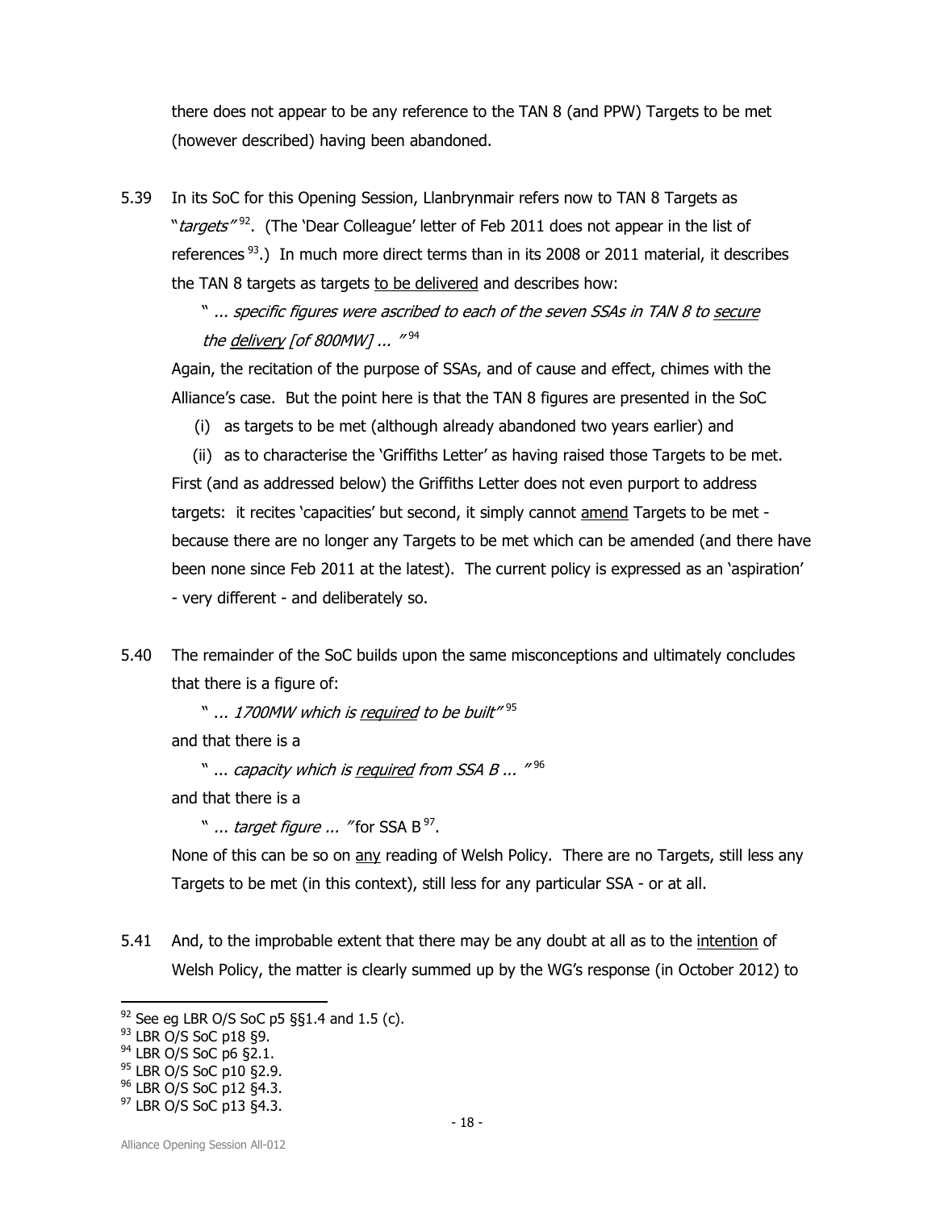there does not appear to be any reference to the TAN 8 (and PPW) Targets to be met (however described) having been abandoned.

5.39 In its SoC for this Opening Session, Llanbrynmair refers now to TAN 8 Targets as "*targets*"[92]. (The 'Dear Colleague' letter of Feb 2011 does not appear in the list of references[93].) In much more direct terms than in its 2008 or 2011 material, it describes the TAN 8 targets as targets <u>to be delivered</u> and describes how:

> " *... specific figures were ascribed to each of the seven SSAs in TAN 8 to <u>secure</u> the <u>delivery</u> [of 800MW] ...* "[94]

Again, the recitation of the purpose of SSAs, and of cause and effect, chimes with the Alliance's case. But the point here is that the TAN 8 figures are presented in the SoC

(i) as targets to be met (although already abandoned two years earlier) and

(ii) as to characterise the 'Griffiths Letter' as having raised those Targets to be met.

First (and as addressed below) the Griffiths Letter does not even purport to address targets: it recites 'capacities' but second, it simply cannot <u>amend</u> Targets to be met - because there are no longer any Targets to be met which can be amended (and there have been none since Feb 2011 at the latest). The current policy is expressed as an 'aspiration' - very different - and deliberately so.

5.40 The remainder of the SoC builds upon the same misconceptions and ultimately concludes that there is a figure of:

> " *... 1700MW which is <u>required</u> to be built*"[95]

and that there is a

> " ... *capacity which is <u>required</u> from SSA B ...* "[96]

and that there is a

> " *... target figure ...* " for SSA B[97].

None of this can be so on <u>any</u> reading of Welsh Policy. There are no Targets, still less any Targets to be met (in this context), still less for any particular SSA - or at all.

5.41 And, to the improbable extent that there may be any doubt at all as to the <u>intention</u> of Welsh Policy, the matter is clearly summed up by the WG's response (in October 2012) to

---

[92] See eg LBR O/S SoC p5 §§1.4 and 1.5 (c).

[93] LBR O/S SoC p18 §9.

[94] LBR O/S SoC p6 §2.1.

[95] LBR O/S SoC p10 §2.9.

[96] LBR O/S SoC p12 §4.3.

[97] LBR O/S SoC p13 §4.3.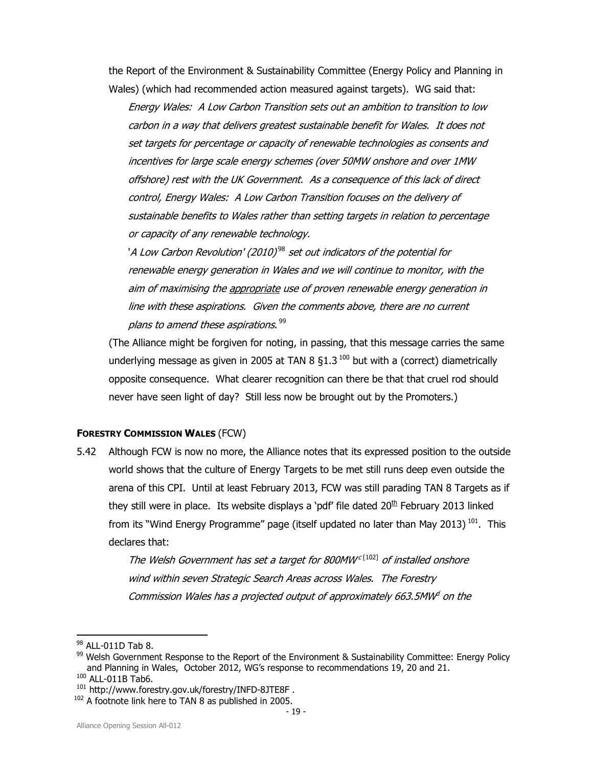the Report of the Environment & Sustainability Committee (Energy Policy and Planning in Wales) (which had recommended action measured against targets). WG said that:

> *Energy Wales: A Low Carbon Transition sets out an ambition to transition to low carbon in a way that delivers greatest sustainable benefit for Wales. It does not set targets for percentage or capacity of renewable technologies as consents and incentives for large scale energy schemes (over 50MW onshore and over 1MW offshore) rest with the UK Government. As a consequence of this lack of direct control, Energy Wales: A Low Carbon Transition focuses on the delivery of sustainable benefits to Wales rather than setting targets in relation to percentage or capacity of any renewable technology.*
>
> *'A Low Carbon Revolution' (2010)*[98] *set out indicators of the potential for renewable energy generation in Wales and we will continue to monitor, with the aim of maximising the <u>appropriate</u> use of proven renewable energy generation in line with these aspirations. Given the comments above, there are no current plans to amend these aspirations.*[99]

(The Alliance might be forgiven for noting, in passing, that this message carries the same underlying message as given in 2005 at TAN 8 §1.3 [100] but with a (correct) diametrically opposite consequence. What clearer recognition can there be that that cruel rod should never have seen light of day? Still less now be brought out by the Promoters.)

**FORESTRY COMMISSION WALES** (FCW)

5.42 Although FCW is now no more, the Alliance notes that its expressed position to the outside world shows that the culture of Energy Targets to be met still runs deep even outside the arena of this CPI. Until at least February 2013, FCW was still parading TAN 8 Targets as if they still were in place. Its website displays a 'pdf' file dated 20th February 2013 linked from its "Wind Energy Programme" page (itself updated no later than May 2013) [101]. This declares that:

> *The Welsh Government has set a target for 800MW*[c] [102] *of installed onshore wind within seven Strategic Search Areas across Wales. The Forestry Commission Wales has a projected output of approximately 663.5MW*[d] *on the*

---

[98] ALL-011D Tab 8.

[99] Welsh Government Response to the Report of the Environment & Sustainability Committee: Energy Policy and Planning in Wales, October 2012, WG's response to recommendations 19, 20 and 21.

[100] ALL-011B Tab6.

[101] http://www.forestry.gov.uk/forestry/INFD-8JTE8F .

[102] A footnote link here to TAN 8 as published in 2005.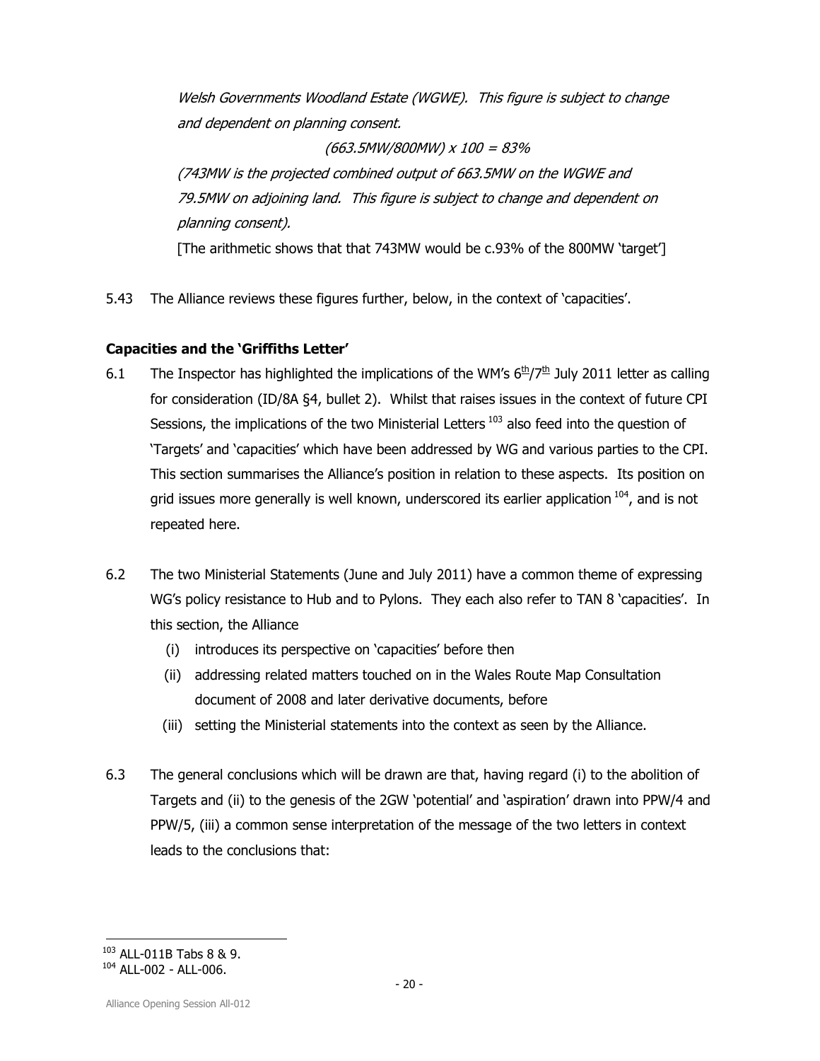*Welsh Governments Woodland Estate (WGWE). This figure is subject to change and dependent on planning consent.*

*(663.5MW/800MW) x 100 = 83%*

*(743MW is the projected combined output of 663.5MW on the WGWE and 79.5MW on adjoining land. This figure is subject to change and dependent on planning consent).*

[The arithmetic shows that that 743MW would be c.93% of the 800MW 'target']

5.43 The Alliance reviews these figures further, below, in the context of 'capacities'.

**Capacities and the 'Griffiths Letter'**

6.1 The Inspector has highlighted the implications of the WM's 6th/7th July 2011 letter as calling for consideration (ID/8A §4, bullet 2). Whilst that raises issues in the context of future CPI Sessions, the implications of the two Ministerial Letters [103] also feed into the question of 'Targets' and 'capacities' which have been addressed by WG and various parties to the CPI. This section summarises the Alliance's position in relation to these aspects. Its position on grid issues more generally is well known, underscored its earlier application [104], and is not repeated here.

6.2 The two Ministerial Statements (June and July 2011) have a common theme of expressing WG's policy resistance to Hub and to Pylons. They each also refer to TAN 8 'capacities'. In this section, the Alliance

(i) introduces its perspective on 'capacities' before then

(ii) addressing related matters touched on in the Wales Route Map Consultation document of 2008 and later derivative documents, before

(iii) setting the Ministerial statements into the context as seen by the Alliance.

6.3 The general conclusions which will be drawn are that, having regard (i) to the abolition of Targets and (ii) to the genesis of the 2GW 'potential' and 'aspiration' drawn into PPW/4 and PPW/5, (iii) a common sense interpretation of the message of the two letters in context leads to the conclusions that:

---

[103] ALL-011B Tabs 8 & 9.

[104] ALL-002 - ALL-006.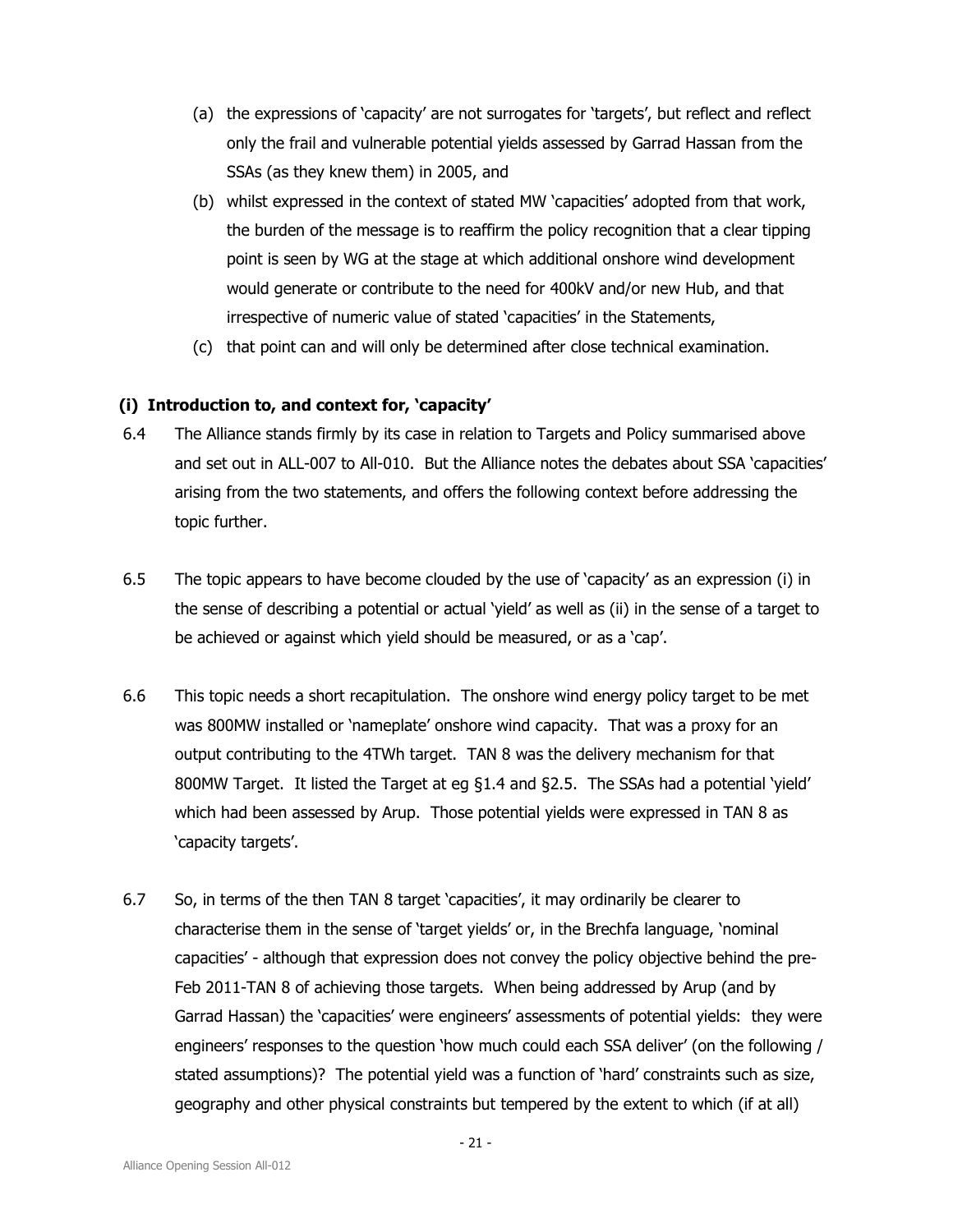(a) the expressions of 'capacity' are not surrogates for 'targets', but reflect and reflect only the frail and vulnerable potential yields assessed by Garrad Hassan from the SSAs (as they knew them) in 2005, and

(b) whilst expressed in the context of stated MW 'capacities' adopted from that work, the burden of the message is to reaffirm the policy recognition that a clear tipping point is seen by WG at the stage at which additional onshore wind development would generate or contribute to the need for 400kV and/or new Hub, and that irrespective of numeric value of stated 'capacities' in the Statements,

(c) that point can and will only be determined after close technical examination.

**(i) Introduction to, and context for, 'capacity'**

6.4 The Alliance stands firmly by its case in relation to Targets and Policy summarised above and set out in ALL-007 to All-010. But the Alliance notes the debates about SSA 'capacities' arising from the two statements, and offers the following context before addressing the topic further.

6.5 The topic appears to have become clouded by the use of 'capacity' as an expression (i) in the sense of describing a potential or actual 'yield' as well as (ii) in the sense of a target to be achieved or against which yield should be measured, or as a 'cap'.

6.6 This topic needs a short recapitulation. The onshore wind energy policy target to be met was 800MW installed or 'nameplate' onshore wind capacity. That was a proxy for an output contributing to the 4TWh target. TAN 8 was the delivery mechanism for that 800MW Target. It listed the Target at eg §1.4 and §2.5. The SSAs had a potential 'yield' which had been assessed by Arup. Those potential yields were expressed in TAN 8 as 'capacity targets'.

6.7 So, in terms of the then TAN 8 target 'capacities', it may ordinarily be clearer to characterise them in the sense of 'target yields' or, in the Brechfa language, 'nominal capacities' - although that expression does not convey the policy objective behind the pre-Feb 2011-TAN 8 of achieving those targets. When being addressed by Arup (and by Garrad Hassan) the 'capacities' were engineers' assessments of potential yields: they were engineers' responses to the question 'how much could each SSA deliver' (on the following / stated assumptions)? The potential yield was a function of 'hard' constraints such as size, geography and other physical constraints but tempered by the extent to which (if at all)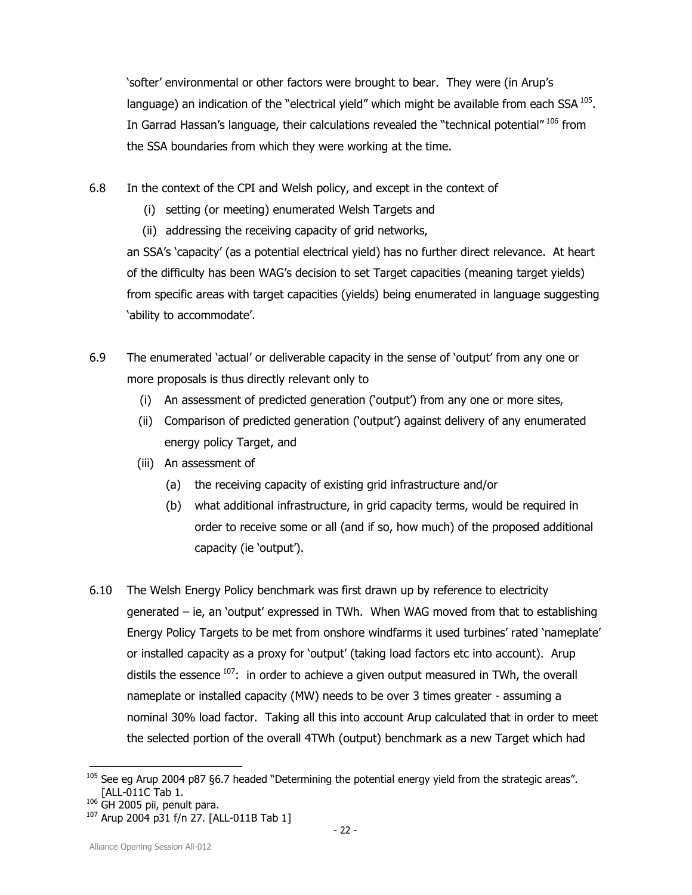'softer' environmental or other factors were brought to bear. They were (in Arup's language) an indication of the "electrical yield" which might be available from each SSA [105]. In Garrad Hassan's language, their calculations revealed the "technical potential" [106] from the SSA boundaries from which they were working at the time.

6.8 In the context of the CPI and Welsh policy, and except in the context of

(i) setting (or meeting) enumerated Welsh Targets and

(ii) addressing the receiving capacity of grid networks,

an SSA's 'capacity' (as a potential electrical yield) has no further direct relevance. At heart of the difficulty has been WAG's decision to set Target capacities (meaning target yields) from specific areas with target capacities (yields) being enumerated in language suggesting 'ability to accommodate'.

6.9 The enumerated 'actual' or deliverable capacity in the sense of 'output' from any one or more proposals is thus directly relevant only to

(i) An assessment of predicted generation ('output') from any one or more sites,

(ii) Comparison of predicted generation ('output') against delivery of any enumerated energy policy Target, and

(iii) An assessment of

(a) the receiving capacity of existing grid infrastructure and/or

(b) what additional infrastructure, in grid capacity terms, would be required in order to receive some or all (and if so, how much) of the proposed additional capacity (ie 'output').

6.10 The Welsh Energy Policy benchmark was first drawn up by reference to electricity generated – ie, an 'output' expressed in TWh. When WAG moved from that to establishing Energy Policy Targets to be met from onshore windfarms it used turbines' rated 'nameplate' or installed capacity as a proxy for 'output' (taking load factors etc into account). Arup distils the essence [107]: in order to achieve a given output measured in TWh, the overall nameplate or installed capacity (MW) needs to be over 3 times greater - assuming a nominal 30% load factor. Taking all this into account Arup calculated that in order to meet the selected portion of the overall 4TWh (output) benchmark as a new Target which had

---

[105] See eg Arup 2004 p87 §6.7 headed "Determining the potential energy yield from the strategic areas". [ALL-011C Tab 1.

[106] GH 2005 pii, penult para.

[107] Arup 2004 p31 f/n 27. [ALL-011B Tab 1]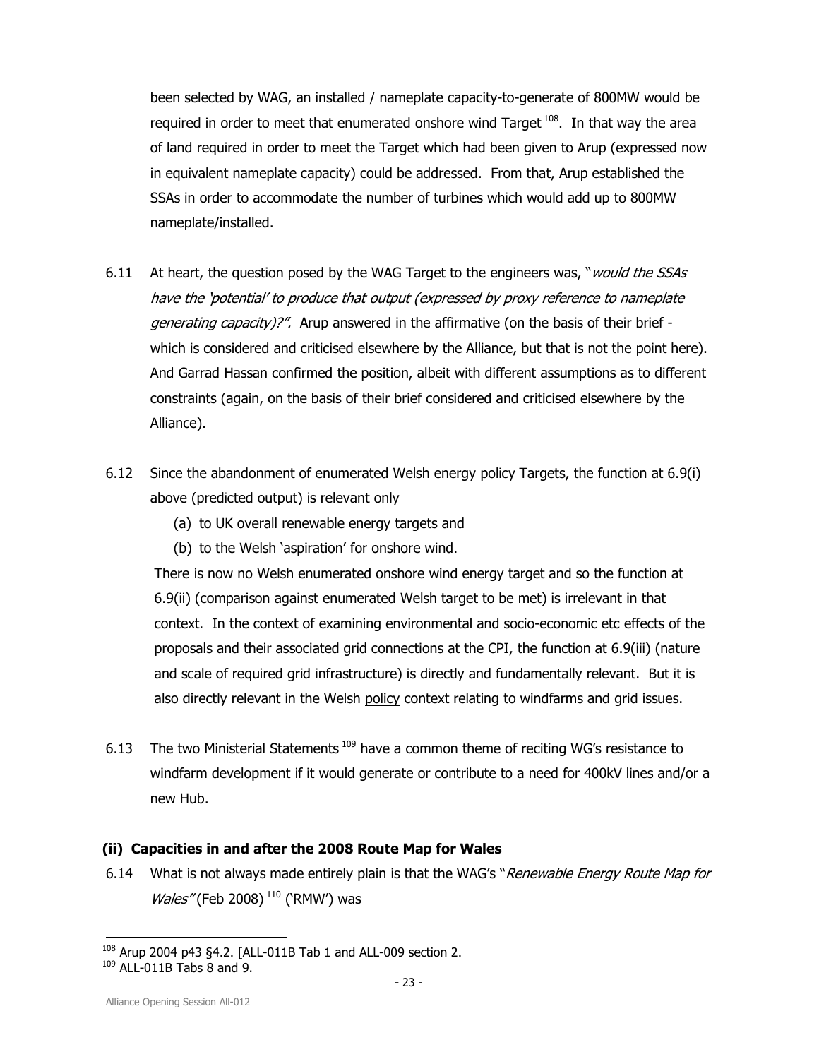been selected by WAG, an installed / nameplate capacity-to-generate of 800MW would be required in order to meet that enumerated onshore wind Target [108]. In that way the area of land required in order to meet the Target which had been given to Arup (expressed now in equivalent nameplate capacity) could be addressed. From that, Arup established the SSAs in order to accommodate the number of turbines which would add up to 800MW nameplate/installed.

6.11 At heart, the question posed by the WAG Target to the engineers was, "*would the SSAs have the 'potential' to produce that output (expressed by proxy reference to nameplate generating capacity)?".* Arup answered in the affirmative (on the basis of their brief - which is considered and criticised elsewhere by the Alliance, but that is not the point here). And Garrad Hassan confirmed the position, albeit with different assumptions as to different constraints (again, on the basis of <u>their</u> brief considered and criticised elsewhere by the Alliance).

6.12 Since the abandonment of enumerated Welsh energy policy Targets, the function at 6.9(i) above (predicted output) is relevant only

(a) to UK overall renewable energy targets and

(b) to the Welsh 'aspiration' for onshore wind.

There is now no Welsh enumerated onshore wind energy target and so the function at 6.9(ii) (comparison against enumerated Welsh target to be met) is irrelevant in that context. In the context of examining environmental and socio-economic etc effects of the proposals and their associated grid connections at the CPI, the function at 6.9(iii) (nature and scale of required grid infrastructure) is directly and fundamentally relevant. But it is also directly relevant in the Welsh <u>policy</u> context relating to windfarms and grid issues.

6.13 The two Ministerial Statements [109] have a common theme of reciting WG's resistance to windfarm development if it would generate or contribute to a need for 400kV lines and/or a new Hub.

### (ii) Capacities in and after the 2008 Route Map for Wales

6.14 What is not always made entirely plain is that the WAG's "*Renewable Energy Route Map for Wales"* (Feb 2008) [110] ('RMW') was

---

[108] Arup 2004 p43 §4.2. [ALL-011B Tab 1 and ALL-009 section 2.

[109] ALL-011B Tabs 8 and 9.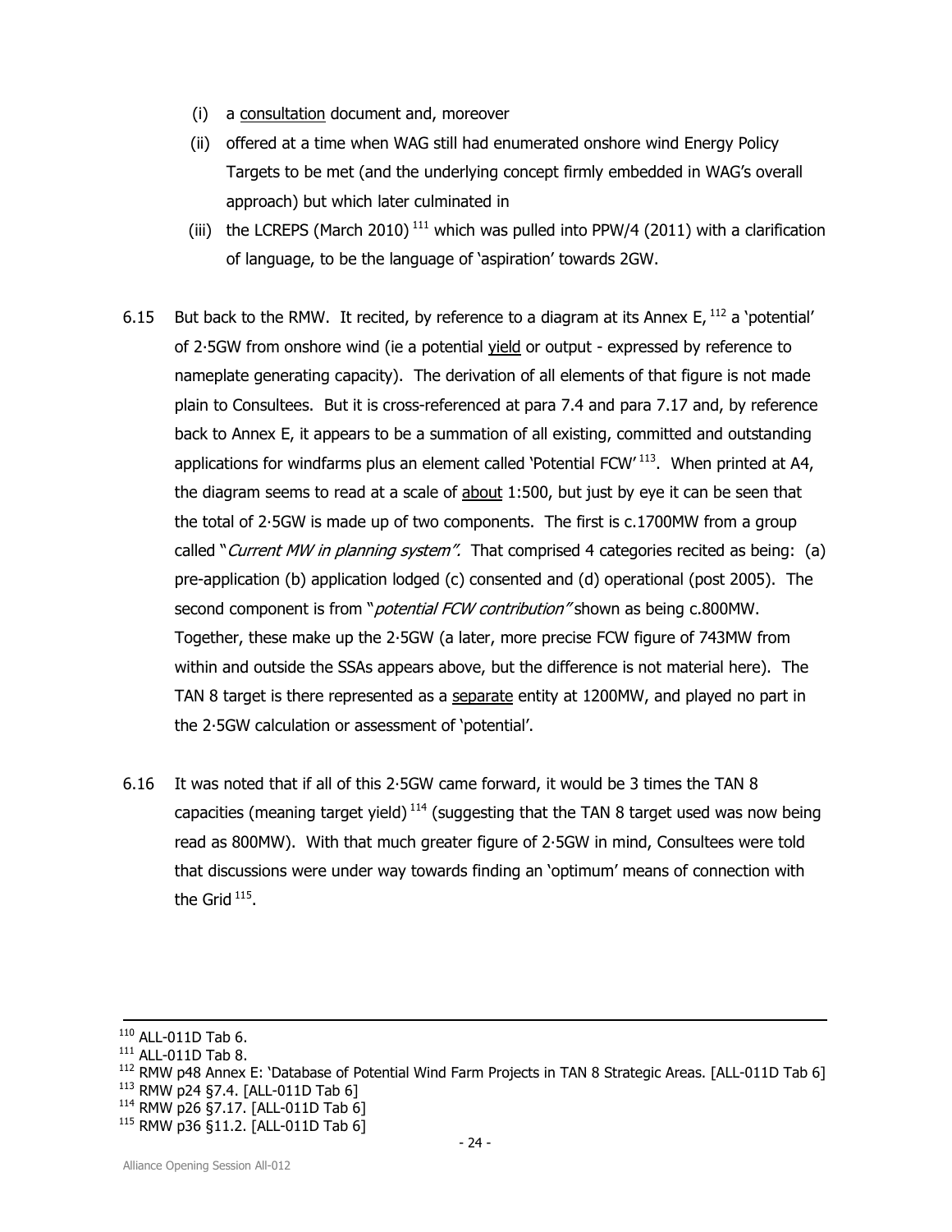(i) a <u>consultation</u> document and, moreover

(ii) offered at a time when WAG still had enumerated onshore wind Energy Policy Targets to be met (and the underlying concept firmly embedded in WAG's overall approach) but which later culminated in

(iii) the LCREPS (March 2010) [111] which was pulled into PPW/4 (2011) with a clarification of language, to be the language of 'aspiration' towards 2GW.

6.15 But back to the RMW. It recited, by reference to a diagram at its Annex E, [112] a 'potential' of 2·5GW from onshore wind (ie a potential <u>yield</u> or output - expressed by reference to nameplate generating capacity). The derivation of all elements of that figure is not made plain to Consultees. But it is cross-referenced at para 7.4 and para 7.17 and, by reference back to Annex E, it appears to be a summation of all existing, committed and outstanding applications for windfarms plus an element called 'Potential FCW' [113]. When printed at A4, the diagram seems to read at a scale of <u>about</u> 1:500, but just by eye it can be seen that the total of 2·5GW is made up of two components. The first is c.1700MW from a group called "*Current MW in planning system"*. That comprised 4 categories recited as being: (a) pre-application (b) application lodged (c) consented and (d) operational (post 2005). The second component is from "*potential FCW contribution"* shown as being c.800MW. Together, these make up the 2·5GW (a later, more precise FCW figure of 743MW from within and outside the SSAs appears above, but the difference is not material here). The TAN 8 target is there represented as a <u>separate</u> entity at 1200MW, and played no part in the 2·5GW calculation or assessment of 'potential'.

6.16 It was noted that if all of this 2·5GW came forward, it would be 3 times the TAN 8 capacities (meaning target yield) [114] (suggesting that the TAN 8 target used was now being read as 800MW). With that much greater figure of 2·5GW in mind, Consultees were told that discussions were under way towards finding an 'optimum' means of connection with the Grid [115].

---

[110] ALL-011D Tab 6.

[111] ALL-011D Tab 8.

[112] RMW p48 Annex E: 'Database of Potential Wind Farm Projects in TAN 8 Strategic Areas. [ALL-011D Tab 6]

[113] RMW p24 §7.4. [ALL-011D Tab 6]

[114] RMW p26 §7.17. [ALL-011D Tab 6]

[115] RMW p36 §11.2. [ALL-011D Tab 6]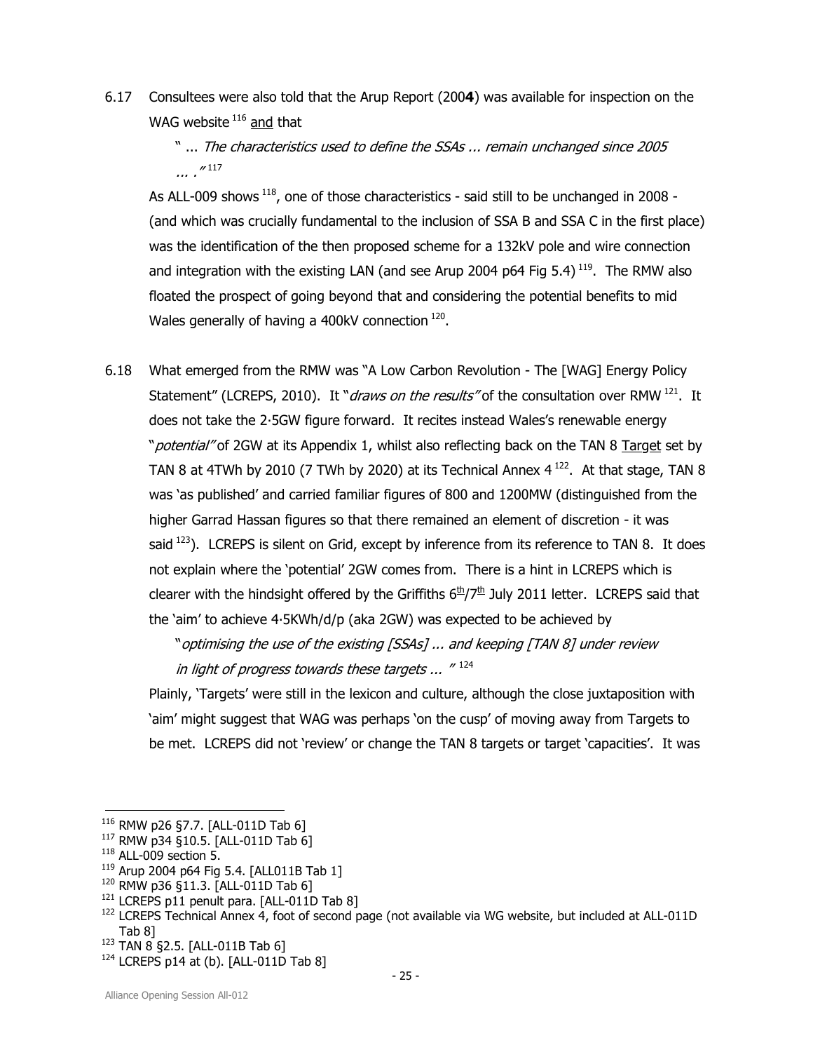6.17 Consultees were also told that the Arup Report (200**4**) was available for inspection on the WAG website [116] and that

> " ... *The characteristics used to define the SSAs ... remain unchanged since 2005 ... .*" [117]

As ALL-009 shows [118], one of those characteristics - said still to be unchanged in 2008 - (and which was crucially fundamental to the inclusion of SSA B and SSA C in the first place) was the identification of the then proposed scheme for a 132kV pole and wire connection and integration with the existing LAN (and see Arup 2004 p64 Fig 5.4) [119]. The RMW also floated the prospect of going beyond that and considering the potential benefits to mid Wales generally of having a 400kV connection [120].

6.18 What emerged from the RMW was "A Low Carbon Revolution - The [WAG] Energy Policy Statement" (LCREPS, 2010). It "*draws on the results*" of the consultation over RMW [121]. It does not take the 2·5GW figure forward. It recites instead Wales's renewable energy "*potential*" of 2GW at its Appendix 1, whilst also reflecting back on the TAN 8 Target set by TAN 8 at 4TWh by 2010 (7 TWh by 2020) at its Technical Annex 4 [122]. At that stage, TAN 8 was 'as published' and carried familiar figures of 800 and 1200MW (distinguished from the higher Garrad Hassan figures so that there remained an element of discretion - it was said [123]). LCREPS is silent on Grid, except by inference from its reference to TAN 8. It does not explain where the 'potential' 2GW comes from. There is a hint in LCREPS which is clearer with the hindsight offered by the Griffiths 6th/7th July 2011 letter. LCREPS said that the 'aim' to achieve 4·5KWh/d/p (aka 2GW) was expected to be achieved by

> "*optimising the use of the existing [SSAs] ... and keeping [TAN 8] under review in light of progress towards these targets ...* " [124]

Plainly, 'Targets' were still in the lexicon and culture, although the close juxtaposition with 'aim' might suggest that WAG was perhaps 'on the cusp' of moving away from Targets to be met. LCREPS did not 'review' or change the TAN 8 targets or target 'capacities'. It was

---

[116] RMW p26 §7.7. [ALL-011D Tab 6]

[117] RMW p34 §10.5. [ALL-011D Tab 6]

[118] ALL-009 section 5.

[119] Arup 2004 p64 Fig 5.4. [ALL011B Tab 1]

[120] RMW p36 §11.3. [ALL-011D Tab 6]

[121] LCREPS p11 penult para. [ALL-011D Tab 8]

[122] LCREPS Technical Annex 4, foot of second page (not available via WG website, but included at ALL-011D Tab 8]

[123] TAN 8 §2.5. [ALL-011B Tab 6]

[124] LCREPS p14 at (b). [ALL-011D Tab 8]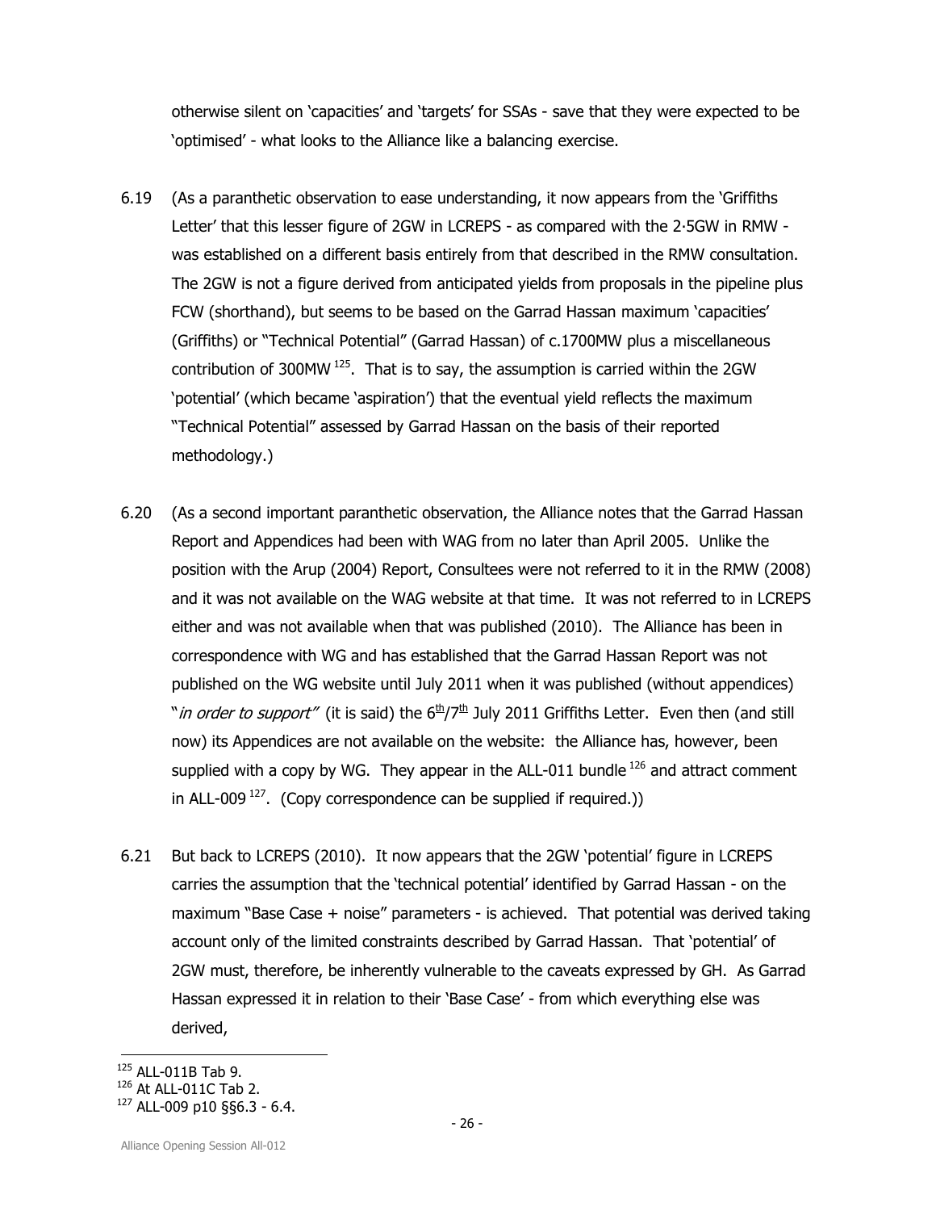otherwise silent on 'capacities' and 'targets' for SSAs - save that they were expected to be 'optimised' - what looks to the Alliance like a balancing exercise.

6.19 (As a paranthetic observation to ease understanding, it now appears from the 'Griffiths Letter' that this lesser figure of 2GW in LCREPS - as compared with the 2·5GW in RMW - was established on a different basis entirely from that described in the RMW consultation. The 2GW is not a figure derived from anticipated yields from proposals in the pipeline plus FCW (shorthand), but seems to be based on the Garrad Hassan maximum 'capacities' (Griffiths) or "Technical Potential" (Garrad Hassan) of c.1700MW plus a miscellaneous contribution of 300MW [125]. That is to say, the assumption is carried within the 2GW 'potential' (which became 'aspiration') that the eventual yield reflects the maximum "Technical Potential" assessed by Garrad Hassan on the basis of their reported methodology.)

6.20 (As a second important paranthetic observation, the Alliance notes that the Garrad Hassan Report and Appendices had been with WAG from no later than April 2005. Unlike the position with the Arup (2004) Report, Consultees were not referred to it in the RMW (2008) and it was not available on the WAG website at that time. It was not referred to in LCREPS either and was not available when that was published (2010). The Alliance has been in correspondence with WG and has established that the Garrad Hassan Report was not published on the WG website until July 2011 when it was published (without appendices) "*in order to support*" (it is said) the 6th/7th July 2011 Griffiths Letter. Even then (and still now) its Appendices are not available on the website: the Alliance has, however, been supplied with a copy by WG. They appear in the ALL-011 bundle [126] and attract comment in ALL-009 [127]. (Copy correspondence can be supplied if required.))

6.21 But back to LCREPS (2010). It now appears that the 2GW 'potential' figure in LCREPS carries the assumption that the 'technical potential' identified by Garrad Hassan - on the maximum "Base Case + noise" parameters - is achieved. That potential was derived taking account only of the limited constraints described by Garrad Hassan. That 'potential' of 2GW must, therefore, be inherently vulnerable to the caveats expressed by GH. As Garrad Hassan expressed it in relation to their 'Base Case' - from which everything else was derived,

[125] ALL-011B Tab 9.
[126] At ALL-011C Tab 2.
[127] ALL-009 p10 §§6.3 - 6.4.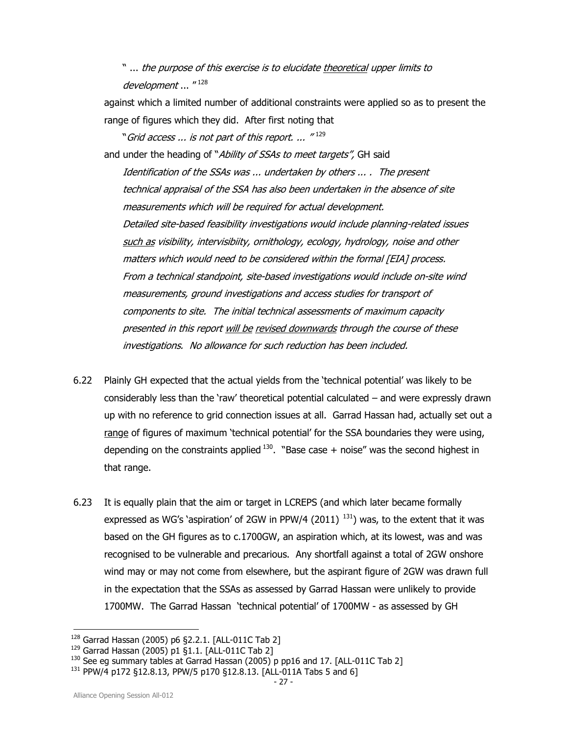" ... *the purpose of this exercise is to elucidate* *theoretical* *upper limits to development* ... "[128]

against which a limited number of additional constraints were applied so as to present the range of figures which they did. After first noting that

"*Grid access ... is not part of this report. ...* "[129]

and under the heading of "*Ability of SSAs to meet targets",* GH said

> *Identification of the SSAs was ... undertaken by others ... . The present technical appraisal of the SSA has also been undertaken in the absence of site measurements which will be required for actual development.*
> *Detailed site-based feasibility investigations would include planning-related issues* *such as* *visibility, intervisibiity, ornithology, ecology, hydrology, noise and other matters which would need to be considered within the formal [EIA] process.*
> *From a technical standpoint, site-based investigations would include on-site wind measurements, ground investigations and access studies for transport of components to site. The initial technical assessments of maximum capacity presented in this report* *will be* *revised downwards* *through the course of these investigations. No allowance for such reduction has been included.*

6.22 Plainly GH expected that the actual yields from the 'technical potential' was likely to be considerably less than the 'raw' theoretical potential calculated – and were expressly drawn up with no reference to grid connection issues at all. Garrad Hassan had, actually set out a range of figures of maximum 'technical potential' for the SSA boundaries they were using, depending on the constraints applied [130]. "Base case + noise" was the second highest in that range.

6.23 It is equally plain that the aim or target in LCREPS (and which later became formally expressed as WG's 'aspiration' of 2GW in PPW/4 (2011) [131]) was, to the extent that it was based on the GH figures as to c.1700GW, an aspiration which, at its lowest, was and was recognised to be vulnerable and precarious. Any shortfall against a total of 2GW onshore wind may or may not come from elsewhere, but the aspirant figure of 2GW was drawn full in the expectation that the SSAs as assessed by Garrad Hassan were unlikely to provide 1700MW. The Garrad Hassan 'technical potential' of 1700MW - as assessed by GH

---

[128] Garrad Hassan (2005) p6 §2.2.1. [ALL-011C Tab 2]
[129] Garrad Hassan (2005) p1 §1.1. [ALL-011C Tab 2]
[130] See eg summary tables at Garrad Hassan (2005) p pp16 and 17. [ALL-011C Tab 2]
[131] PPW/4 p172 §12.8.13, PPW/5 p170 §12.8.13. [ALL-011A Tabs 5 and 6]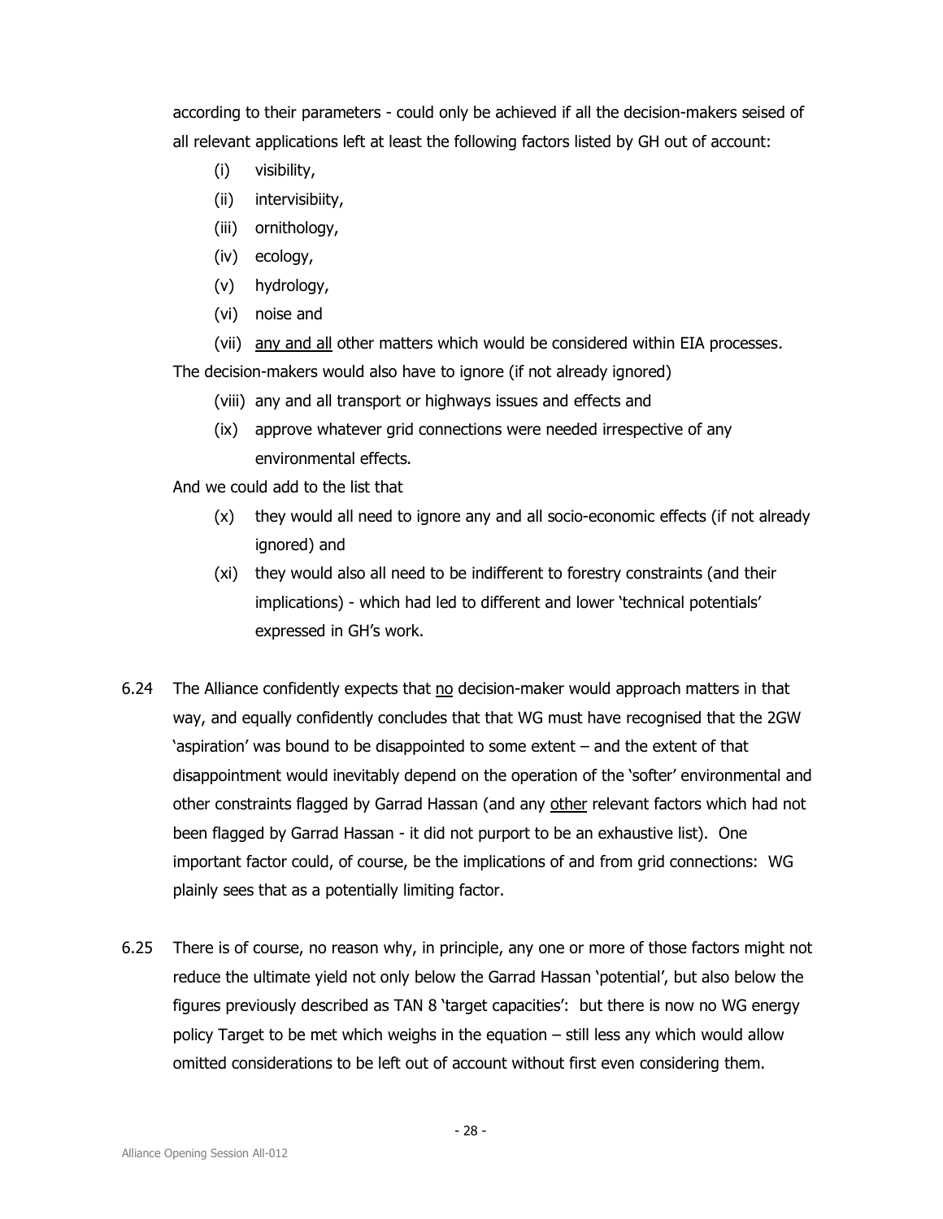according to their parameters - could only be achieved if all the decision-makers seised of all relevant applications left at least the following factors listed by GH out of account:

(i) visibility,

(ii) intervisibiity,

(iii) ornithology,

(iv) ecology,

(v) hydrology,

(vi) noise and

(vii) <u>any and all</u> other matters which would be considered within EIA processes.

The decision-makers would also have to ignore (if not already ignored)

(viii) any and all transport or highways issues and effects and

(ix) approve whatever grid connections were needed irrespective of any environmental effects.

And we could add to the list that

(x) they would all need to ignore any and all socio-economic effects (if not already ignored) and

(xi) they would also all need to be indifferent to forestry constraints (and their implications) - which had led to different and lower 'technical potentials' expressed in GH's work.

6.24 The Alliance confidently expects that <u>no</u> decision-maker would approach matters in that way, and equally confidently concludes that that WG must have recognised that the 2GW 'aspiration' was bound to be disappointed to some extent – and the extent of that disappointment would inevitably depend on the operation of the 'softer' environmental and other constraints flagged by Garrad Hassan (and any <u>other</u> relevant factors which had not been flagged by Garrad Hassan - it did not purport to be an exhaustive list). One important factor could, of course, be the implications of and from grid connections: WG plainly sees that as a potentially limiting factor.

6.25 There is of course, no reason why, in principle, any one or more of those factors might not reduce the ultimate yield not only below the Garrad Hassan 'potential', but also below the figures previously described as TAN 8 'target capacities': but there is now no WG energy policy Target to be met which weighs in the equation – still less any which would allow omitted considerations to be left out of account without first even considering them.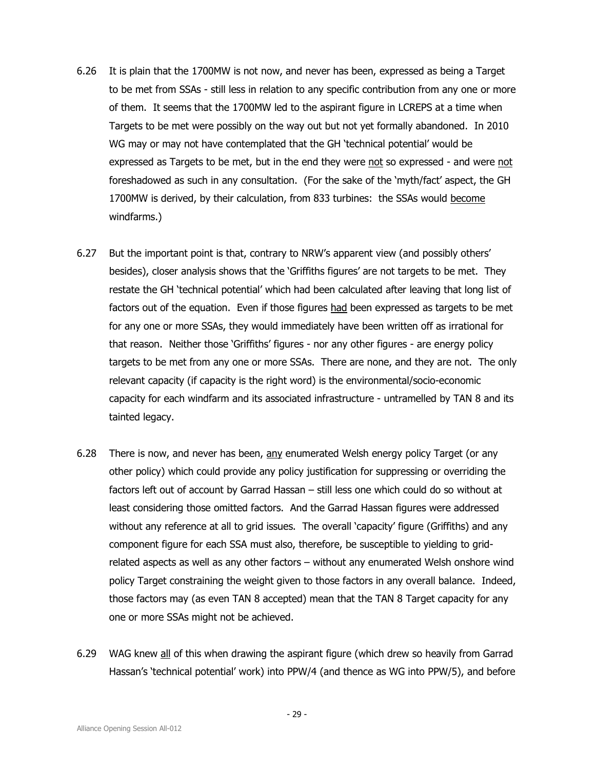6.26 It is plain that the 1700MW is not now, and never has been, expressed as being a Target to be met from SSAs - still less in relation to any specific contribution from any one or more of them. It seems that the 1700MW led to the aspirant figure in LCREPS at a time when Targets to be met were possibly on the way out but not yet formally abandoned. In 2010 WG may or may not have contemplated that the GH 'technical potential' would be expressed as Targets to be met, but in the end they were <u>not</u> so expressed - and were <u>not</u> foreshadowed as such in any consultation. (For the sake of the 'myth/fact' aspect, the GH 1700MW is derived, by their calculation, from 833 turbines: the SSAs would <u>become</u> windfarms.)

6.27 But the important point is that, contrary to NRW's apparent view (and possibly others' besides), closer analysis shows that the 'Griffiths figures' are not targets to be met. They restate the GH 'technical potential' which had been calculated after leaving that long list of factors out of the equation. Even if those figures <u>had</u> been expressed as targets to be met for any one or more SSAs, they would immediately have been written off as irrational for that reason. Neither those 'Griffiths' figures - nor any other figures - are energy policy targets to be met from any one or more SSAs. There are none, and they are not. The only relevant capacity (if capacity is the right word) is the environmental/socio-economic capacity for each windfarm and its associated infrastructure - untrammelled by TAN 8 and its tainted legacy.

6.28 There is now, and never has been, <u>any</u> enumerated Welsh energy policy Target (or any other policy) which could provide any policy justification for suppressing or overriding the factors left out of account by Garrad Hassan – still less one which could do so without at least considering those omitted factors. And the Garrad Hassan figures were addressed without any reference at all to grid issues. The overall 'capacity' figure (Griffiths) and any component figure for each SSA must also, therefore, be susceptible to yielding to grid-related aspects as well as any other factors – without any enumerated Welsh onshore wind policy Target constraining the weight given to those factors in any overall balance. Indeed, those factors may (as even TAN 8 accepted) mean that the TAN 8 Target capacity for any one or more SSAs might not be achieved.

6.29 WAG knew <u>all</u> of this when drawing the aspirant figure (which drew so heavily from Garrad Hassan's 'technical potential' work) into PPW/4 (and thence as WG into PPW/5), and before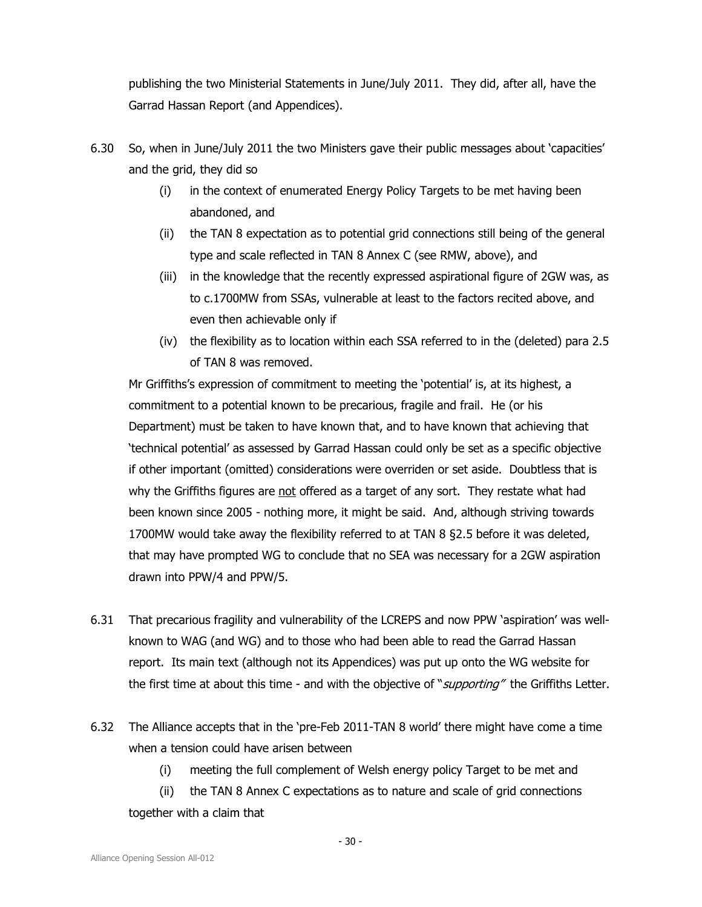publishing the two Ministerial Statements in June/July 2011. They did, after all, have the Garrad Hassan Report (and Appendices).

6.30 So, when in June/July 2011 the two Ministers gave their public messages about 'capacities' and the grid, they did so

(i) in the context of enumerated Energy Policy Targets to be met having been abandoned, and

(ii) the TAN 8 expectation as to potential grid connections still being of the general type and scale reflected in TAN 8 Annex C (see RMW, above), and

(iii) in the knowledge that the recently expressed aspirational figure of 2GW was, as to c.1700MW from SSAs, vulnerable at least to the factors recited above, and even then achievable only if

(iv) the flexibility as to location within each SSA referred to in the (deleted) para 2.5 of TAN 8 was removed.

Mr Griffiths's expression of commitment to meeting the 'potential' is, at its highest, a commitment to a potential known to be precarious, fragile and frail. He (or his Department) must be taken to have known that, and to have known that achieving that 'technical potential' as assessed by Garrad Hassan could only be set as a specific objective if other important (omitted) considerations were overriden or set aside. Doubtless that is why the Griffiths figures are <u>not</u> offered as a target of any sort. They restate what had been known since 2005 - nothing more, it might be said. And, although striving towards 1700MW would take away the flexibility referred to at TAN 8 §2.5 before it was deleted, that may have prompted WG to conclude that no SEA was necessary for a 2GW aspiration drawn into PPW/4 and PPW/5.

6.31 That precarious fragility and vulnerability of the LCREPS and now PPW 'aspiration' was well-known to WAG (and WG) and to those who had been able to read the Garrad Hassan report. Its main text (although not its Appendices) was put up onto the WG website for the first time at about this time - and with the objective of "*supporting*" the Griffiths Letter.

6.32 The Alliance accepts that in the 'pre-Feb 2011-TAN 8 world' there might have come a time when a tension could have arisen between

(i) meeting the full complement of Welsh energy policy Target to be met and

(ii) the TAN 8 Annex C expectations as to nature and scale of grid connections

together with a claim that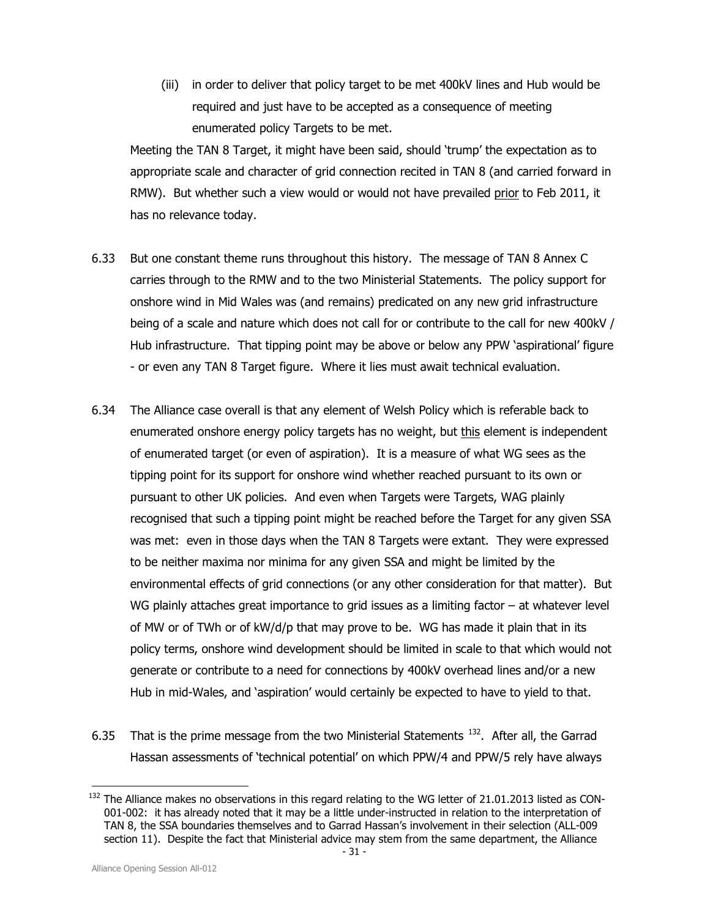(iii) in order to deliver that policy target to be met 400kV lines and Hub would be required and just have to be accepted as a consequence of meeting enumerated policy Targets to be met.

Meeting the TAN 8 Target, it might have been said, should 'trump' the expectation as to appropriate scale and character of grid connection recited in TAN 8 (and carried forward in RMW). But whether such a view would or would not have prevailed <u>prior</u> to Feb 2011, it has no relevance today.

6.33 But one constant theme runs throughout this history. The message of TAN 8 Annex C carries through to the RMW and to the two Ministerial Statements. The policy support for onshore wind in Mid Wales was (and remains) predicated on any new grid infrastructure being of a scale and nature which does not call for or contribute to the call for new 400kV / Hub infrastructure. That tipping point may be above or below any PPW 'aspirational' figure - or even any TAN 8 Target figure. Where it lies must await technical evaluation.

6.34 The Alliance case overall is that any element of Welsh Policy which is referable back to enumerated onshore energy policy targets has no weight, but <u>this</u> element is independent of enumerated target (or even of aspiration). It is a measure of what WG sees as the tipping point for its support for onshore wind whether reached pursuant to its own or pursuant to other UK policies. And even when Targets were Targets, WAG plainly recognised that such a tipping point might be reached before the Target for any given SSA was met: even in those days when the TAN 8 Targets were extant. They were expressed to be neither maxima nor minima for any given SSA and might be limited by the environmental effects of grid connections (or any other consideration for that matter). But WG plainly attaches great importance to grid issues as a limiting factor – at whatever level of MW or of TWh or of kW/d/p that may prove to be. WG has made it plain that in its policy terms, onshore wind development should be limited in scale to that which would not generate or contribute to a need for connections by 400kV overhead lines and/or a new Hub in mid-Wales, and 'aspiration' would certainly be expected to have to yield to that.

6.35 That is the prime message from the two Ministerial Statements [132]. After all, the Garrad Hassan assessments of 'technical potential' on which PPW/4 and PPW/5 rely have always

[132] The Alliance makes no observations in this regard relating to the WG letter of 21.01.2013 listed as CON-001-002: it has already noted that it may be a little under-instructed in relation to the interpretation of TAN 8, the SSA boundaries themselves and to Garrad Hassan's involvement in their selection (ALL-009 section 11). Despite the fact that Ministerial advice may stem from the same department, the Alliance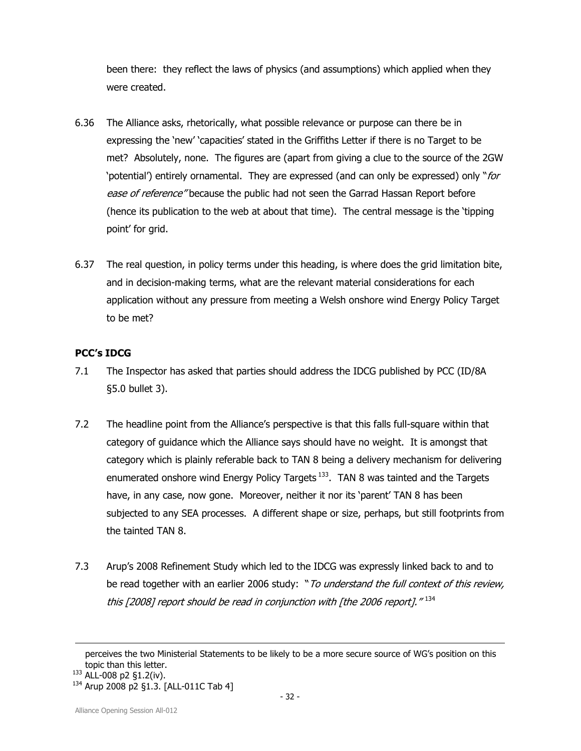been there: they reflect the laws of physics (and assumptions) which applied when they were created.

6.36 The Alliance asks, rhetorically, what possible relevance or purpose can there be in expressing the 'new' 'capacities' stated in the Griffiths Letter if there is no Target to be met? Absolutely, none. The figures are (apart from giving a clue to the source of the 2GW 'potential') entirely ornamental. They are expressed (and can only be expressed) only "*for ease of reference*" because the public had not seen the Garrad Hassan Report before (hence its publication to the web at about that time). The central message is the 'tipping point' for grid.

6.37 The real question, in policy terms under this heading, is where does the grid limitation bite, and in decision-making terms, what are the relevant material considerations for each application without any pressure from meeting a Welsh onshore wind Energy Policy Target to be met?

**PCC's IDCG**

7.1 The Inspector has asked that parties should address the IDCG published by PCC (ID/8A §5.0 bullet 3).

7.2 The headline point from the Alliance's perspective is that this falls full-square within that category of guidance which the Alliance says should have no weight. It is amongst that category which is plainly referable back to TAN 8 being a delivery mechanism for delivering enumerated onshore wind Energy Policy Targets [133]. TAN 8 was tainted and the Targets have, in any case, now gone. Moreover, neither it nor its 'parent' TAN 8 has been subjected to any SEA processes. A different shape or size, perhaps, but still footprints from the tainted TAN 8.

7.3 Arup's 2008 Refinement Study which led to the IDCG was expressly linked back to and to be read together with an earlier 2006 study: "*To understand the full context of this review, this [2008] report should be read in conjunction with [the 2006 report].*" [134]

---

perceives the two Ministerial Statements to be likely to be a more secure source of WG's position on this topic than this letter.

[133] ALL-008 p2 §1.2(iv).

[134] Arup 2008 p2 §1.3. [ALL-011C Tab 4]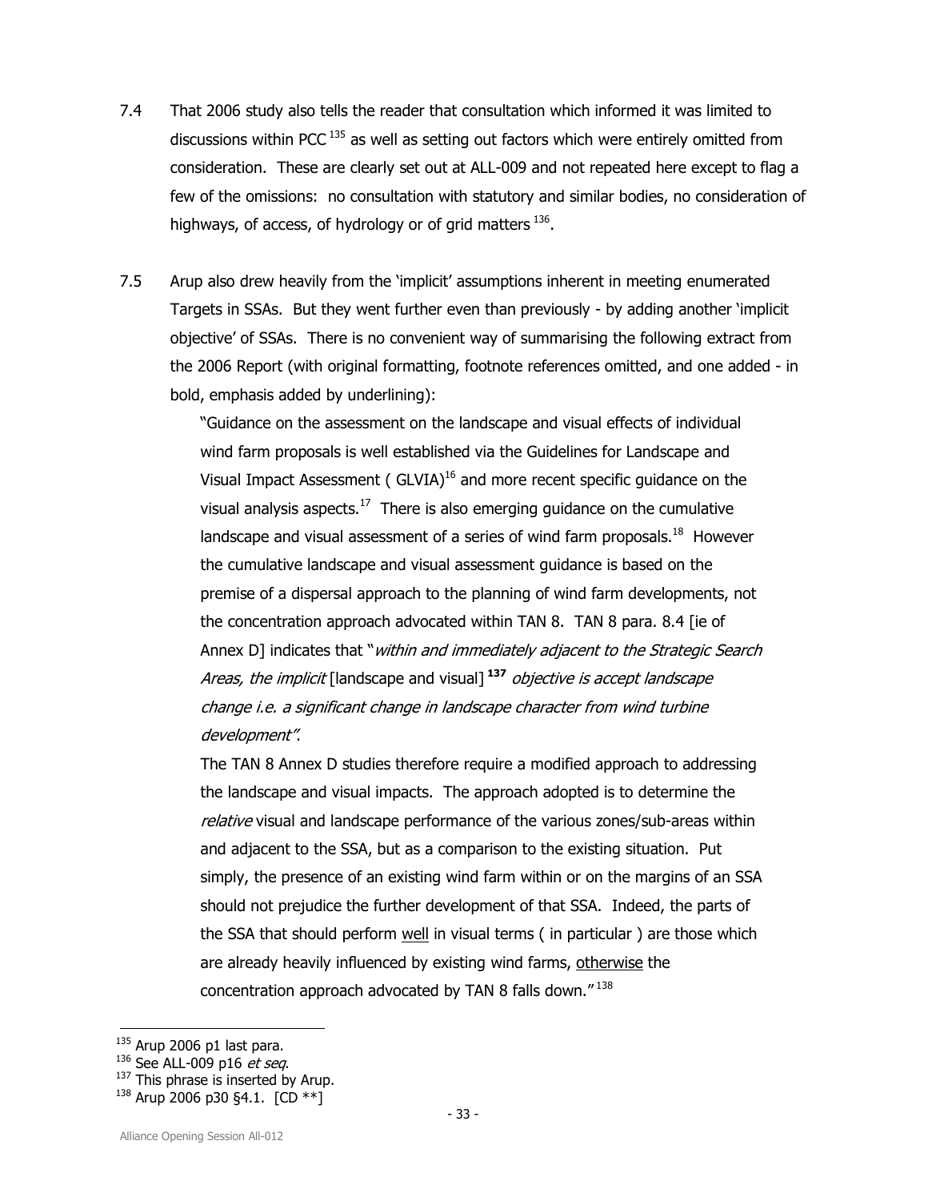7.4 That 2006 study also tells the reader that consultation which informed it was limited to discussions within PCC [135] as well as setting out factors which were entirely omitted from consideration. These are clearly set out at ALL-009 and not repeated here except to flag a few of the omissions: no consultation with statutory and similar bodies, no consideration of highways, of access, of hydrology or of grid matters [136].

7.5 Arup also drew heavily from the 'implicit' assumptions inherent in meeting enumerated Targets in SSAs. But they went further even than previously - by adding another 'implicit objective' of SSAs. There is no convenient way of summarising the following extract from the 2006 Report (with original formatting, footnote references omitted, and one added - in bold, emphasis added by underlining):

> "Guidance on the assessment on the landscape and visual effects of individual wind farm proposals is well established via the Guidelines for Landscape and Visual Impact Assessment ( GLVIA)[16] and more recent specific guidance on the visual analysis aspects.[17] There is also emerging guidance on the cumulative landscape and visual assessment of a series of wind farm proposals.[18] However the cumulative landscape and visual assessment guidance is based on the premise of a dispersal approach to the planning of wind farm developments, not the concentration approach advocated within TAN 8. TAN 8 para. 8.4 [ie of Annex D] indicates that "*within and immediately adjacent to the Strategic Search Areas, the implicit* [landscape and visual] **[137]** *objective is accept landscape change i.e. a significant change in landscape character from wind turbine development"*.
>
> The TAN 8 Annex D studies therefore require a modified approach to addressing the landscape and visual impacts. The approach adopted is to determine the *relative* visual and landscape performance of the various zones/sub-areas within and adjacent to the SSA, but as a comparison to the existing situation. Put simply, the presence of an existing wind farm within or on the margins of an SSA should not prejudice the further development of that SSA. Indeed, the parts of the SSA that should perform <u>well</u> in visual terms ( in particular ) are those which are already heavily influenced by existing wind farms, <u>otherwise</u> the concentration approach advocated by TAN 8 falls down."[138]

---

[135] Arup 2006 p1 last para.

[136] See ALL-009 p16 *et seq*.

[137] This phrase is inserted by Arup.

[138] Arup 2006 p30 §4.1. [CD **]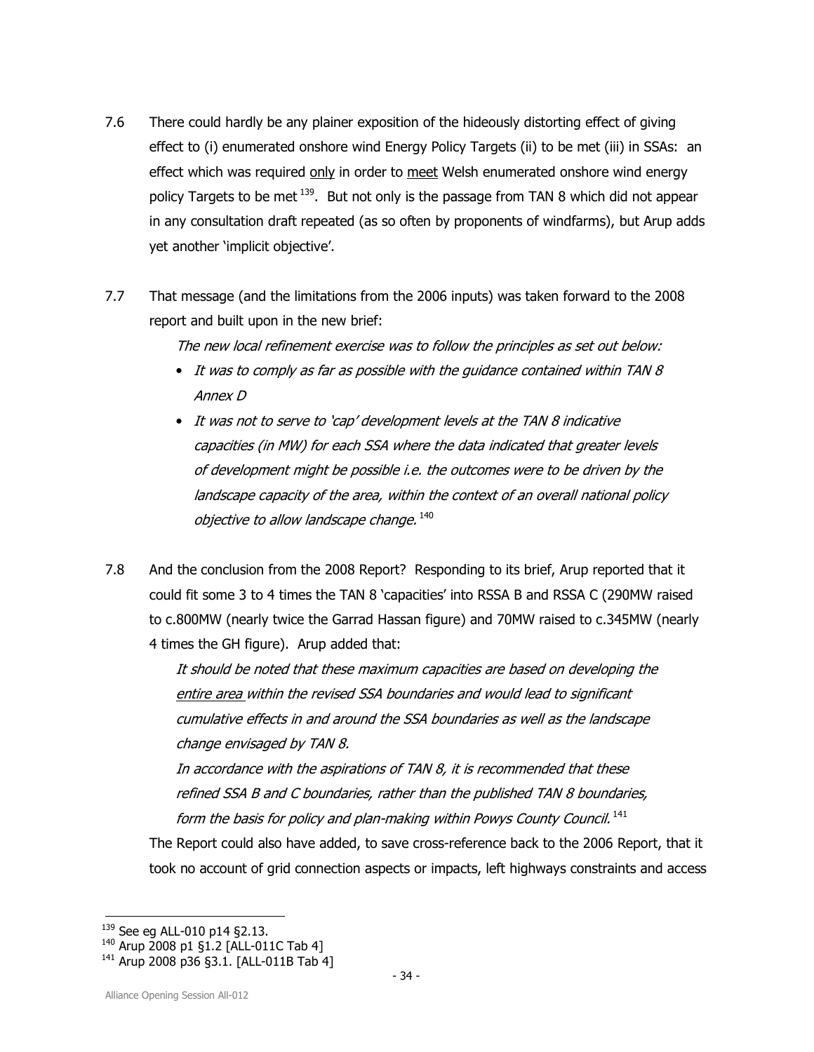7.6 There could hardly be any plainer exposition of the hideously distorting effect of giving effect to (i) enumerated onshore wind Energy Policy Targets (ii) to be met (iii) in SSAs: an effect which was required only in order to meet Welsh enumerated onshore wind energy policy Targets to be met [139]. But not only is the passage from TAN 8 which did not appear in any consultation draft repeated (as so often by proponents of windfarms), but Arup adds yet another 'implicit objective'.

7.7 That message (and the limitations from the 2006 inputs) was taken forward to the 2008 report and built upon in the new brief:

*The new local refinement exercise was to follow the principles as set out below:*

- *It was to comply as far as possible with the guidance contained within TAN 8 Annex D*
- *It was not to serve to 'cap' development levels at the TAN 8 indicative capacities (in MW) for each SSA where the data indicated that greater levels of development might be possible i.e. the outcomes were to be driven by the landscape capacity of the area, within the context of an overall national policy objective to allow landscape change.* [140]

7.8 And the conclusion from the 2008 Report? Responding to its brief, Arup reported that it could fit some 3 to 4 times the TAN 8 'capacities' into RSSA B and RSSA C (290MW raised to c.800MW (nearly twice the Garrad Hassan figure) and 70MW raised to c.345MW (nearly 4 times the GH figure). Arup added that:

*It should be noted that these maximum capacities are based on developing the entire area within the revised SSA boundaries and would lead to significant cumulative effects in and around the SSA boundaries as well as the landscape change envisaged by TAN 8.*

*In accordance with the aspirations of TAN 8, it is recommended that these refined SSA B and C boundaries, rather than the published TAN 8 boundaries, form the basis for policy and plan-making within Powys County Council.* [141]

The Report could also have added, to save cross-reference back to the 2006 Report, that it took no account of grid connection aspects or impacts, left highways constraints and access

---

[139] See eg ALL-010 p14 §2.13.

[140] Arup 2008 p1 §1.2 [ALL-011C Tab 4]

[141] Arup 2008 p36 §3.1. [ALL-011B Tab 4]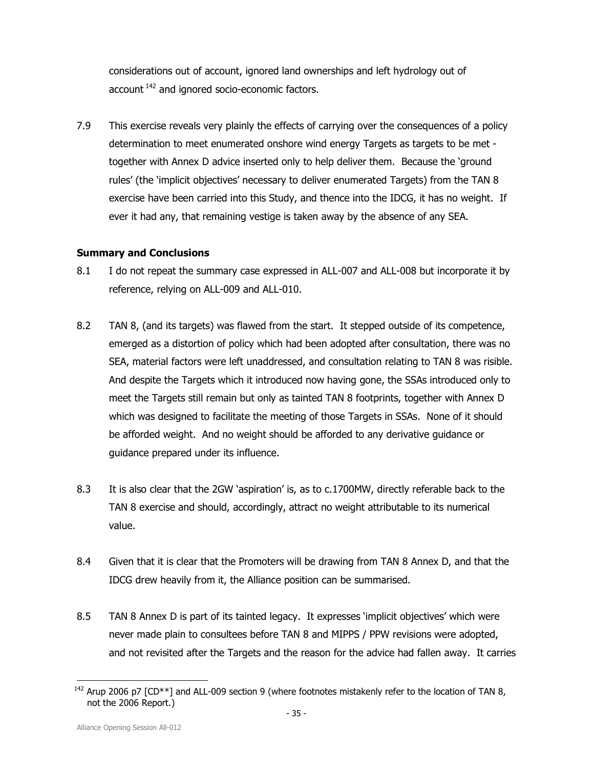considerations out of account, ignored land ownerships and left hydrology out of account [142] and ignored socio-economic factors.

7.9 This exercise reveals very plainly the effects of carrying over the consequences of a policy determination to meet enumerated onshore wind energy Targets as targets to be met - together with Annex D advice inserted only to help deliver them. Because the 'ground rules' (the 'implicit objectives' necessary to deliver enumerated Targets) from the TAN 8 exercise have been carried into this Study, and thence into the IDCG, it has no weight. If ever it had any, that remaining vestige is taken away by the absence of any SEA.

**Summary and Conclusions**

8.1 I do not repeat the summary case expressed in ALL-007 and ALL-008 but incorporate it by reference, relying on ALL-009 and ALL-010.

8.2 TAN 8, (and its targets) was flawed from the start. It stepped outside of its competence, emerged as a distortion of policy which had been adopted after consultation, there was no SEA, material factors were left unaddressed, and consultation relating to TAN 8 was risible. And despite the Targets which it introduced now having gone, the SSAs introduced only to meet the Targets still remain but only as tainted TAN 8 footprints, together with Annex D which was designed to facilitate the meeting of those Targets in SSAs. None of it should be afforded weight. And no weight should be afforded to any derivative guidance or guidance prepared under its influence.

8.3 It is also clear that the 2GW 'aspiration' is, as to c.1700MW, directly referable back to the TAN 8 exercise and should, accordingly, attract no weight attributable to its numerical value.

8.4 Given that it is clear that the Promoters will be drawing from TAN 8 Annex D, and that the IDCG drew heavily from it, the Alliance position can be summarised.

8.5 TAN 8 Annex D is part of its tainted legacy. It expresses 'implicit objectives' which were never made plain to consultees before TAN 8 and MIPPS / PPW revisions were adopted, and not revisited after the Targets and the reason for the advice had fallen away. It carries

---

[142] Arup 2006 p7 [CD**] and ALL-009 section 9 (where footnotes mistakenly refer to the location of TAN 8, not the 2006 Report.)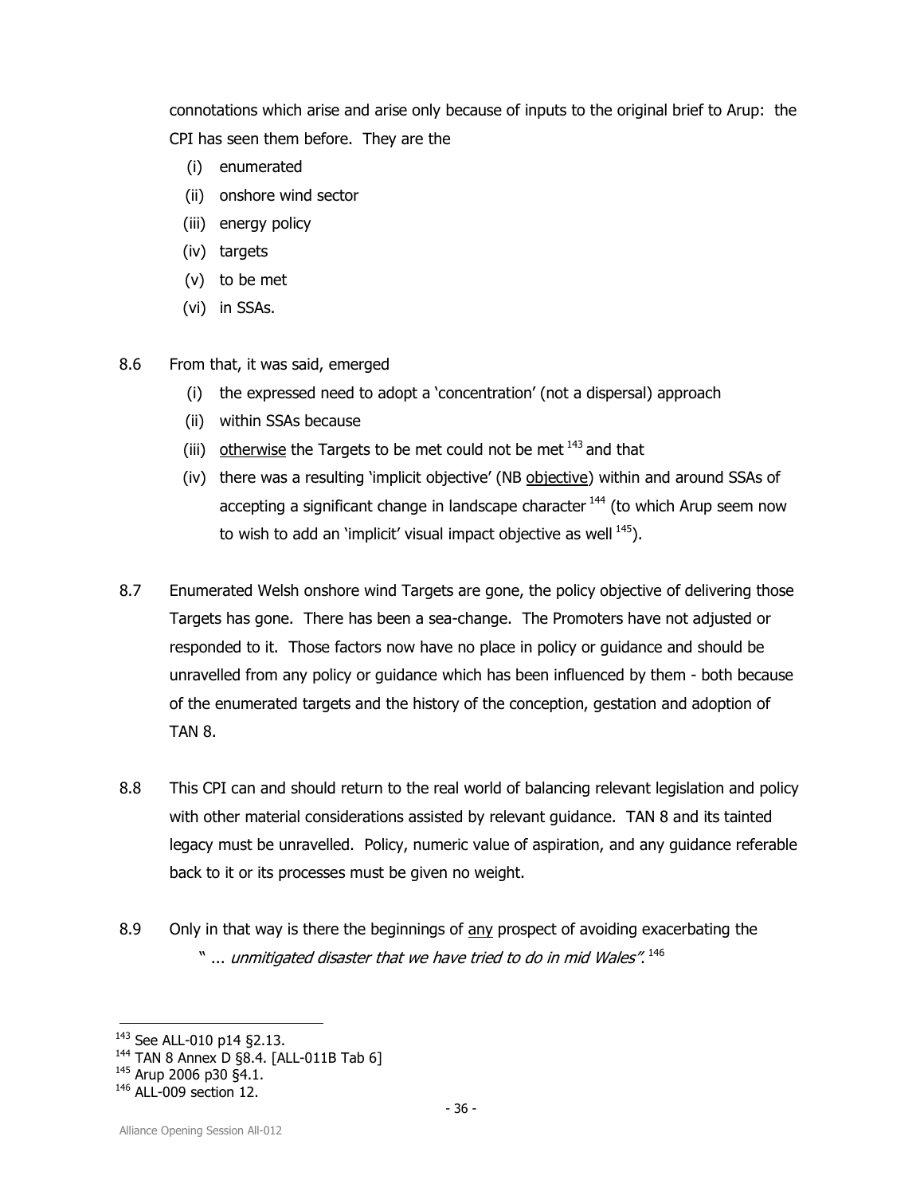connotations which arise and arise only because of inputs to the original brief to Arup: the CPI has seen them before. They are the

(i) enumerated
(ii) onshore wind sector
(iii) energy policy
(iv) targets
(v) to be met
(vi) in SSAs.

8.6 From that, it was said, emerged

(i) the expressed need to adopt a 'concentration' (not a dispersal) approach
(ii) within SSAs because
(iii) otherwise the Targets to be met could not be met [143] and that
(iv) there was a resulting 'implicit objective' (NB objective) within and around SSAs of accepting a significant change in landscape character [144] (to which Arup seem now to wish to add an 'implicit' visual impact objective as well [145]).

8.7 Enumerated Welsh onshore wind Targets are gone, the policy objective of delivering those Targets has gone. There has been a sea-change. The Promoters have not adjusted or responded to it. Those factors now have no place in policy or guidance and should be unravelled from any policy or guidance which has been influenced by them - both because of the enumerated targets and the history of the conception, gestation and adoption of TAN 8.

8.8 This CPI can and should return to the real world of balancing relevant legislation and policy with other material considerations assisted by relevant guidance. TAN 8 and its tainted legacy must be unravelled. Policy, numeric value of aspiration, and any guidance referable back to it or its processes must be given no weight.

8.9 Only in that way is there the beginnings of any prospect of avoiding exacerbating the " ... *unmitigated disaster that we have tried to do in mid Wales"*. [146]

---

[143] See ALL-010 p14 §2.13.
[144] TAN 8 Annex D §8.4. [ALL-011B Tab 6]
[145] Arup 2006 p30 §4.1.
[146] ALL-009 section 12.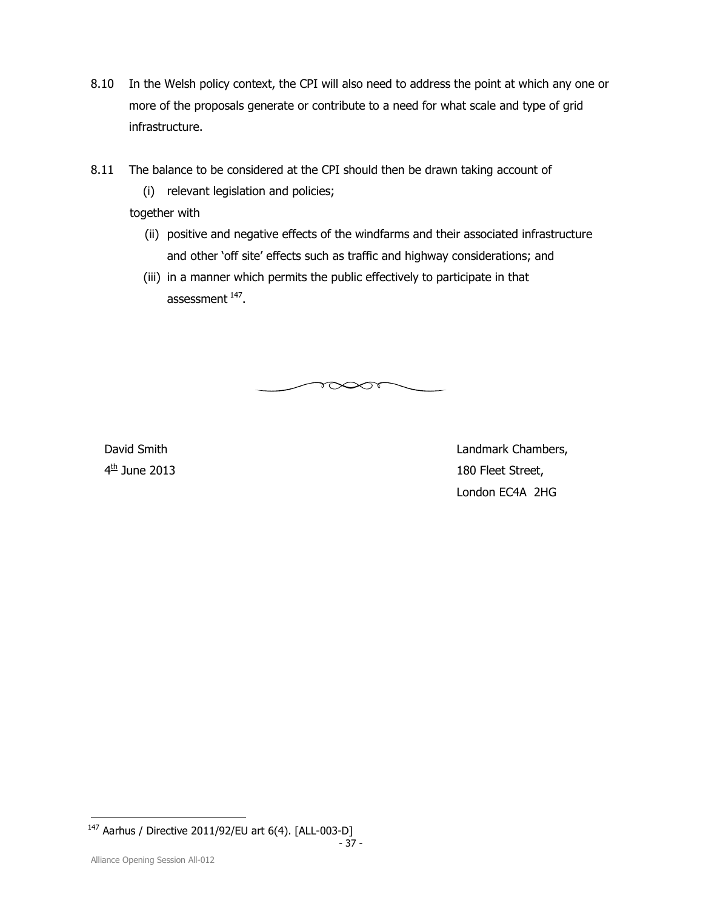8.10 In the Welsh policy context, the CPI will also need to address the point at which any one or more of the proposals generate or contribute to a need for what scale and type of grid infrastructure.

8.11 The balance to be considered at the CPI should then be drawn taking account of

(i) relevant legislation and policies;

together with

(ii) positive and negative effects of the windfarms and their associated infrastructure and other 'off site' effects such as traffic and highway considerations; and

(iii) in a manner which permits the public effectively to participate in that assessment [147].

David Smith
4th June 2013

Landmark Chambers,
180 Fleet Street,
London EC4A 2HG

[147] Aarhus / Directive 2011/92/EU art 6(4). [ALL-003-D]